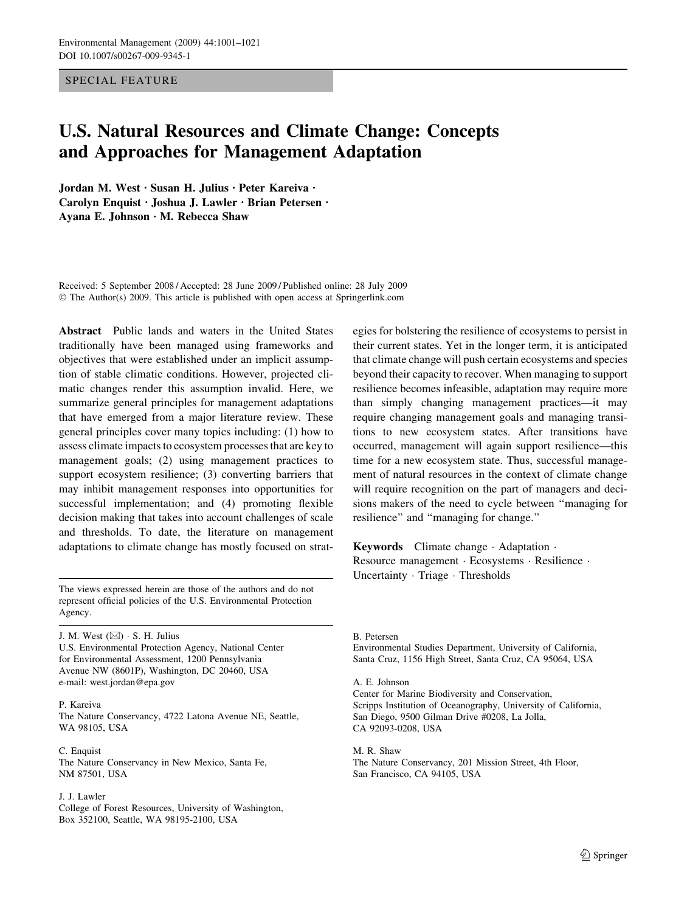SPECIAL FEATURE

# U.S. Natural Resources and Climate Change: Concepts and Approaches for Management Adaptation

**Jordan M. West · Susan H. Julius · Peter Kareiva · Carolyn Enquist · Joshua J. Lawler · Brian Petersen · Ayana E. Johnson · M. Rebecca Shaw**

Received: 5 September 2008 / Accepted: 28 June 2009 / Published online: 28 July 2009
© The Author(s) 2009. This article is published with open access at Springerlink.com

**Abstract** Public lands and waters in the United States traditionally have been managed using frameworks and objectives that were established under an implicit assumption of stable climatic conditions. However, projected climatic changes render this assumption invalid. Here, we summarize general principles for management adaptations that have emerged from a major literature review. These general principles cover many topics including: (1) how to assess climate impacts to ecosystem processes that are key to management goals; (2) using management practices to support ecosystem resilience; (3) converting barriers that may inhibit management responses into opportunities for successful implementation; and (4) promoting flexible decision making that takes into account challenges of scale and thresholds. To date, the literature on management adaptations to climate change has mostly focused on strategies for bolstering the resilience of ecosystems to persist in their current states. Yet in the longer term, it is anticipated that climate change will push certain ecosystems and species beyond their capacity to recover. When managing to support resilience becomes infeasible, adaptation may require more than simply changing management practices—it may require changing management goals and managing transitions to new ecosystem states. After transitions have occurred, management will again support resilience—this time for a new ecosystem state. Thus, successful management of natural resources in the context of climate change will require recognition on the part of managers and decisions makers of the need to cycle between "managing for resilience" and "managing for change."

**Keywords** Climate change · Adaptation · Resource management · Ecosystems · Resilience · Uncertainty · Triage · Thresholds

The views expressed herein are those of the authors and do not represent official policies of the U.S. Environmental Protection Agency.

J. M. West (✉) · S. H. Julius
U.S. Environmental Protection Agency, National Center for Environmental Assessment, 1200 Pennsylvania Avenue NW (8601P), Washington, DC 20460, USA
e-mail: west.jordan@epa.gov

P. Kareiva
The Nature Conservancy, 4722 Latona Avenue NE, Seattle, WA 98105, USA

C. Enquist
The Nature Conservancy in New Mexico, Santa Fe, NM 87501, USA

J. J. Lawler
College of Forest Resources, University of Washington, Box 352100, Seattle, WA 98195-2100, USA

B. Petersen
Environmental Studies Department, University of California, Santa Cruz, 1156 High Street, Santa Cruz, CA 95064, USA

A. E. Johnson
Center for Marine Biodiversity and Conservation, Scripps Institution of Oceanography, University of California, San Diego, 9500 Gilman Drive #0208, La Jolla, CA 92093-0208, USA

M. R. Shaw
The Nature Conservancy, 201 Mission Street, 4th Floor, San Francisco, CA 94105, USA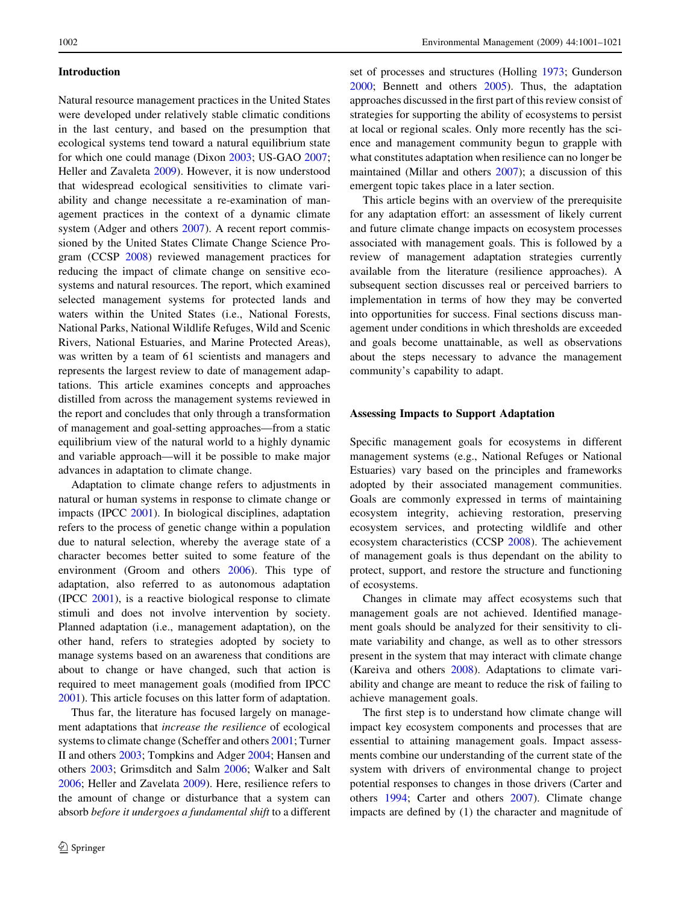## Introduction

Natural resource management practices in the United States were developed under relatively stable climatic conditions in the last century, and based on the presumption that ecological systems tend toward a natural equilibrium state for which one could manage (Dixon 2003; US-GAO 2007; Heller and Zavaleta 2009). However, it is now understood that widespread ecological sensitivities to climate variability and change necessitate a re-examination of management practices in the context of a dynamic climate system (Adger and others 2007). A recent report commissioned by the United States Climate Change Science Program (CCSP 2008) reviewed management practices for reducing the impact of climate change on sensitive ecosystems and natural resources. The report, which examined selected management systems for protected lands and waters within the United States (i.e., National Forests, National Parks, National Wildlife Refuges, Wild and Scenic Rivers, National Estuaries, and Marine Protected Areas), was written by a team of 61 scientists and managers and represents the largest review to date of management adaptations. This article examines concepts and approaches distilled from across the management systems reviewed in the report and concludes that only through a transformation of management and goal-setting approaches—from a static equilibrium view of the natural world to a highly dynamic and variable approach—will it be possible to make major advances in adaptation to climate change.

Adaptation to climate change refers to adjustments in natural or human systems in response to climate change or impacts (IPCC 2001). In biological disciplines, adaptation refers to the process of genetic change within a population due to natural selection, whereby the average state of a character becomes better suited to some feature of the environment (Groom and others 2006). This type of adaptation, also referred to as autonomous adaptation (IPCC 2001), is a reactive biological response to climate stimuli and does not involve intervention by society. Planned adaptation (i.e., management adaptation), on the other hand, refers to strategies adopted by society to manage systems based on an awareness that conditions are about to change or have changed, such that action is required to meet management goals (modified from IPCC 2001). This article focuses on this latter form of adaptation.

Thus far, the literature has focused largely on management adaptations that *increase the resilience* of ecological systems to climate change (Scheffer and others 2001; Turner II and others 2003; Tompkins and Adger 2004; Hansen and others 2003; Grimsditch and Salm 2006; Walker and Salt 2006; Heller and Zavelata 2009). Here, resilience refers to the amount of change or disturbance that a system can absorb *before it undergoes a fundamental shift* to a different set of processes and structures (Holling 1973; Gunderson 2000; Bennett and others 2005). Thus, the adaptation approaches discussed in the first part of this review consist of strategies for supporting the ability of ecosystems to persist at local or regional scales. Only more recently has the science and management community begun to grapple with what constitutes adaptation when resilience can no longer be maintained (Millar and others 2007); a discussion of this emergent topic takes place in a later section.

This article begins with an overview of the prerequisite for any adaptation effort: an assessment of likely current and future climate change impacts on ecosystem processes associated with management goals. This is followed by a review of management adaptation strategies currently available from the literature (resilience approaches). A subsequent section discusses real or perceived barriers to implementation in terms of how they may be converted into opportunities for success. Final sections discuss management under conditions in which thresholds are exceeded and goals become unattainable, as well as observations about the steps necessary to advance the management community's capability to adapt.

## Assessing Impacts to Support Adaptation

Specific management goals for ecosystems in different management systems (e.g., National Refuges or National Estuaries) vary based on the principles and frameworks adopted by their associated management communities. Goals are commonly expressed in terms of maintaining ecosystem integrity, achieving restoration, preserving ecosystem services, and protecting wildlife and other ecosystem characteristics (CCSP 2008). The achievement of management goals is thus dependant on the ability to protect, support, and restore the structure and functioning of ecosystems.

Changes in climate may affect ecosystems such that management goals are not achieved. Identified management goals should be analyzed for their sensitivity to climate variability and change, as well as to other stressors present in the system that may interact with climate change (Kareiva and others 2008). Adaptations to climate variability and change are meant to reduce the risk of failing to achieve management goals.

The first step is to understand how climate change will impact key ecosystem components and processes that are essential to attaining management goals. Impact assessments combine our understanding of the current state of the system with drivers of environmental change to project potential responses to changes in those drivers (Carter and others 1994; Carter and others 2007). Climate change impacts are defined by (1) the character and magnitude of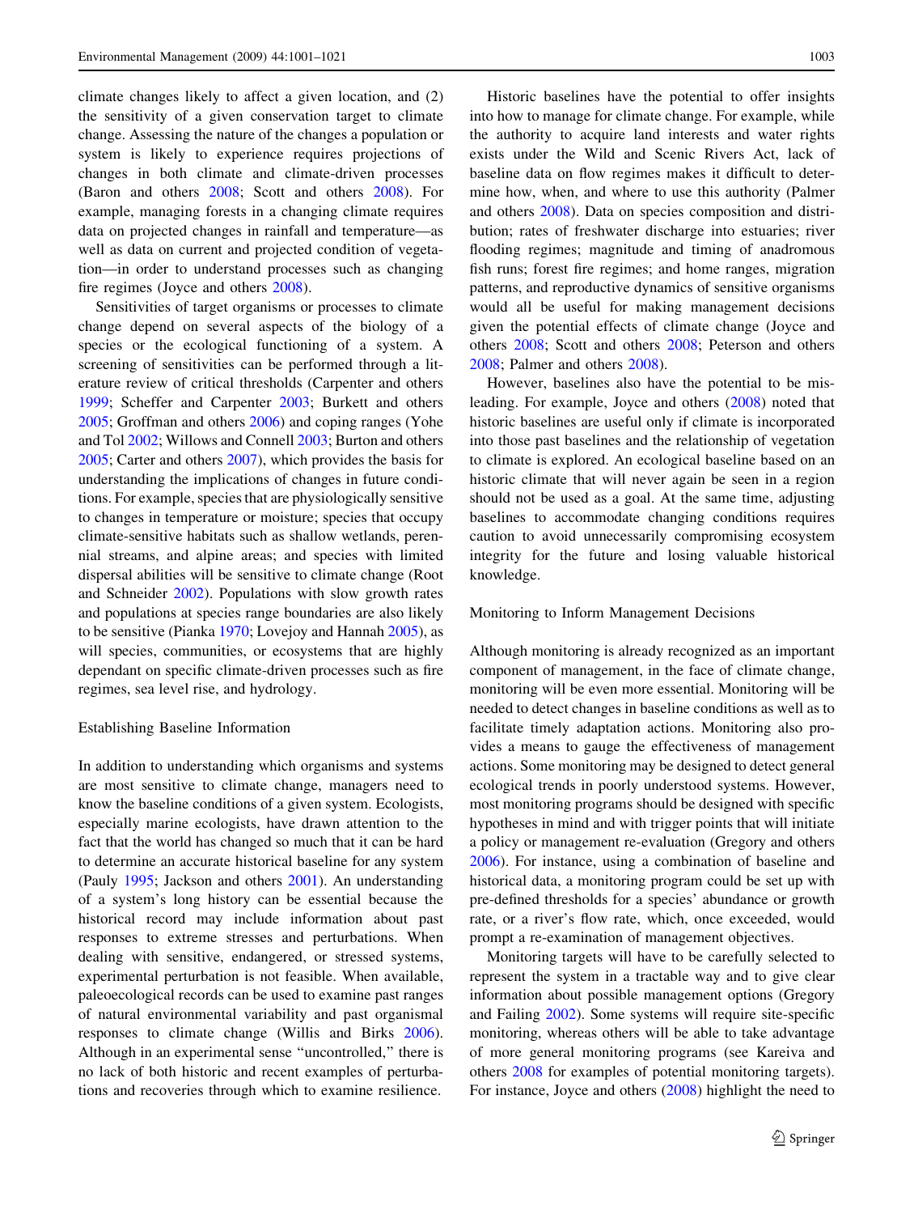climate changes likely to affect a given location, and (2) the sensitivity of a given conservation target to climate change. Assessing the nature of the changes a population or system is likely to experience requires projections of changes in both climate and climate-driven processes (Baron and others 2008; Scott and others 2008). For example, managing forests in a changing climate requires data on projected changes in rainfall and temperature—as well as data on current and projected condition of vegetation—in order to understand processes such as changing fire regimes (Joyce and others 2008).

Sensitivities of target organisms or processes to climate change depend on several aspects of the biology of a species or the ecological functioning of a system. A screening of sensitivities can be performed through a literature review of critical thresholds (Carpenter and others 1999; Scheffer and Carpenter 2003; Burkett and others 2005; Groffman and others 2006) and coping ranges (Yohe and Tol 2002; Willows and Connell 2003; Burton and others 2005; Carter and others 2007), which provides the basis for understanding the implications of changes in future conditions. For example, species that are physiologically sensitive to changes in temperature or moisture; species that occupy climate-sensitive habitats such as shallow wetlands, perennial streams, and alpine areas; and species with limited dispersal abilities will be sensitive to climate change (Root and Schneider 2002). Populations with slow growth rates and populations at species range boundaries are also likely to be sensitive (Pianka 1970; Lovejoy and Hannah 2005), as will species, communities, or ecosystems that are highly dependant on specific climate-driven processes such as fire regimes, sea level rise, and hydrology.

## Establishing Baseline Information

In addition to understanding which organisms and systems are most sensitive to climate change, managers need to know the baseline conditions of a given system. Ecologists, especially marine ecologists, have drawn attention to the fact that the world has changed so much that it can be hard to determine an accurate historical baseline for any system (Pauly 1995; Jackson and others 2001). An understanding of a system's long history can be essential because the historical record may include information about past responses to extreme stresses and perturbations. When dealing with sensitive, endangered, or stressed systems, experimental perturbation is not feasible. When available, paleoecological records can be used to examine past ranges of natural environmental variability and past organismal responses to climate change (Willis and Birks 2006). Although in an experimental sense "uncontrolled," there is no lack of both historic and recent examples of perturbations and recoveries through which to examine resilience.

Historic baselines have the potential to offer insights into how to manage for climate change. For example, while the authority to acquire land interests and water rights exists under the Wild and Scenic Rivers Act, lack of baseline data on flow regimes makes it difficult to determine how, when, and where to use this authority (Palmer and others 2008). Data on species composition and distribution; rates of freshwater discharge into estuaries; river flooding regimes; magnitude and timing of anadromous fish runs; forest fire regimes; and home ranges, migration patterns, and reproductive dynamics of sensitive organisms would all be useful for making management decisions given the potential effects of climate change (Joyce and others 2008; Scott and others 2008; Peterson and others 2008; Palmer and others 2008).

However, baselines also have the potential to be misleading. For example, Joyce and others (2008) noted that historic baselines are useful only if climate is incorporated into those past baselines and the relationship of vegetation to climate is explored. An ecological baseline based on an historic climate that will never again be seen in a region should not be used as a goal. At the same time, adjusting baselines to accommodate changing conditions requires caution to avoid unnecessarily compromising ecosystem integrity for the future and losing valuable historical knowledge.

## Monitoring to Inform Management Decisions

Although monitoring is already recognized as an important component of management, in the face of climate change, monitoring will be even more essential. Monitoring will be needed to detect changes in baseline conditions as well as to facilitate timely adaptation actions. Monitoring also provides a means to gauge the effectiveness of management actions. Some monitoring may be designed to detect general ecological trends in poorly understood systems. However, most monitoring programs should be designed with specific hypotheses in mind and with trigger points that will initiate a policy or management re-evaluation (Gregory and others 2006). For instance, using a combination of baseline and historical data, a monitoring program could be set up with pre-defined thresholds for a species' abundance or growth rate, or a river's flow rate, which, once exceeded, would prompt a re-examination of management objectives.

Monitoring targets will have to be carefully selected to represent the system in a tractable way and to give clear information about possible management options (Gregory and Failing 2002). Some systems will require site-specific monitoring, whereas others will be able to take advantage of more general monitoring programs (see Kareiva and others 2008 for examples of potential monitoring targets). For instance, Joyce and others (2008) highlight the need to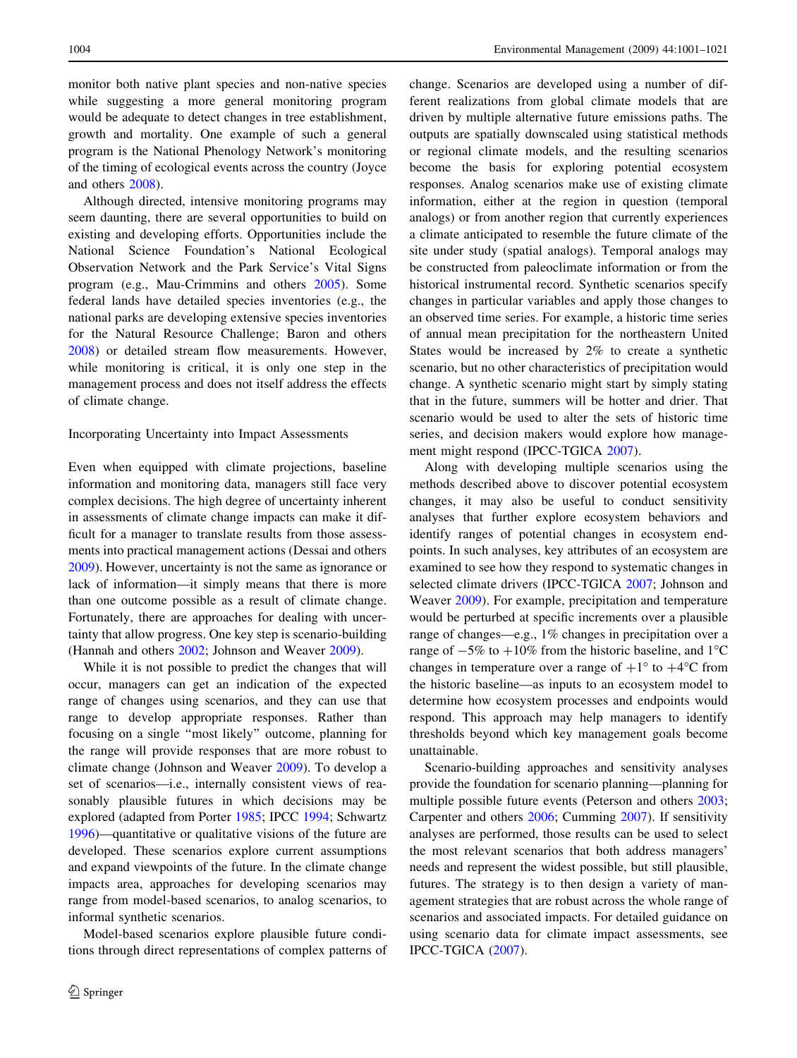monitor both native plant species and non-native species while suggesting a more general monitoring program would be adequate to detect changes in tree establishment, growth and mortality. One example of such a general program is the National Phenology Network's monitoring of the timing of ecological events across the country (Joyce and others 2008).

Although directed, intensive monitoring programs may seem daunting, there are several opportunities to build on existing and developing efforts. Opportunities include the National Science Foundation's National Ecological Observation Network and the Park Service's Vital Signs program (e.g., Mau-Crimmins and others 2005). Some federal lands have detailed species inventories (e.g., the national parks are developing extensive species inventories for the Natural Resource Challenge; Baron and others 2008) or detailed stream flow measurements. However, while monitoring is critical, it is only one step in the management process and does not itself address the effects of climate change.

## Incorporating Uncertainty into Impact Assessments

Even when equipped with climate projections, baseline information and monitoring data, managers still face very complex decisions. The high degree of uncertainty inherent in assessments of climate change impacts can make it difficult for a manager to translate results from those assessments into practical management actions (Dessai and others 2009). However, uncertainty is not the same as ignorance or lack of information—it simply means that there is more than one outcome possible as a result of climate change. Fortunately, there are approaches for dealing with uncertainty that allow progress. One key step is scenario-building (Hannah and others 2002; Johnson and Weaver 2009).

While it is not possible to predict the changes that will occur, managers can get an indication of the expected range of changes using scenarios, and they can use that range to develop appropriate responses. Rather than focusing on a single "most likely" outcome, planning for the range will provide responses that are more robust to climate change (Johnson and Weaver 2009). To develop a set of scenarios—i.e., internally consistent views of reasonably plausible futures in which decisions may be explored (adapted from Porter 1985; IPCC 1994; Schwartz 1996)—quantitative or qualitative visions of the future are developed. These scenarios explore current assumptions and expand viewpoints of the future. In the climate change impacts area, approaches for developing scenarios may range from model-based scenarios, to analog scenarios, to informal synthetic scenarios.

Model-based scenarios explore plausible future conditions through direct representations of complex patterns of change. Scenarios are developed using a number of different realizations from global climate models that are driven by multiple alternative future emissions paths. The outputs are spatially downscaled using statistical methods or regional climate models, and the resulting scenarios become the basis for exploring potential ecosystem responses. Analog scenarios make use of existing climate information, either at the region in question (temporal analogs) or from another region that currently experiences a climate anticipated to resemble the future climate of the site under study (spatial analogs). Temporal analogs may be constructed from paleoclimate information or from the historical instrumental record. Synthetic scenarios specify changes in particular variables and apply those changes to an observed time series. For example, a historic time series of annual mean precipitation for the northeastern United States would be increased by 2% to create a synthetic scenario, but no other characteristics of precipitation would change. A synthetic scenario might start by simply stating that in the future, summers will be hotter and drier. That scenario would be used to alter the sets of historic time series, and decision makers would explore how management might respond (IPCC-TGICA 2007).

Along with developing multiple scenarios using the methods described above to discover potential ecosystem changes, it may also be useful to conduct sensitivity analyses that further explore ecosystem behaviors and identify ranges of potential changes in ecosystem endpoints. In such analyses, key attributes of an ecosystem are examined to see how they respond to systematic changes in selected climate drivers (IPCC-TGICA 2007; Johnson and Weaver 2009). For example, precipitation and temperature would be perturbed at specific increments over a plausible range of changes—e.g., 1% changes in precipitation over a range of −5% to +10% from the historic baseline, and 1°C changes in temperature over a range of +1° to +4°C from the historic baseline—as inputs to an ecosystem model to determine how ecosystem processes and endpoints would respond. This approach may help managers to identify thresholds beyond which key management goals become unattainable.

Scenario-building approaches and sensitivity analyses provide the foundation for scenario planning—planning for multiple possible future events (Peterson and others 2003; Carpenter and others 2006; Cumming 2007). If sensitivity analyses are performed, those results can be used to select the most relevant scenarios that both address managers' needs and represent the widest possible, but still plausible, futures. The strategy is to then design a variety of management strategies that are robust across the whole range of scenarios and associated impacts. For detailed guidance on using scenario data for climate impact assessments, see IPCC-TGICA (2007).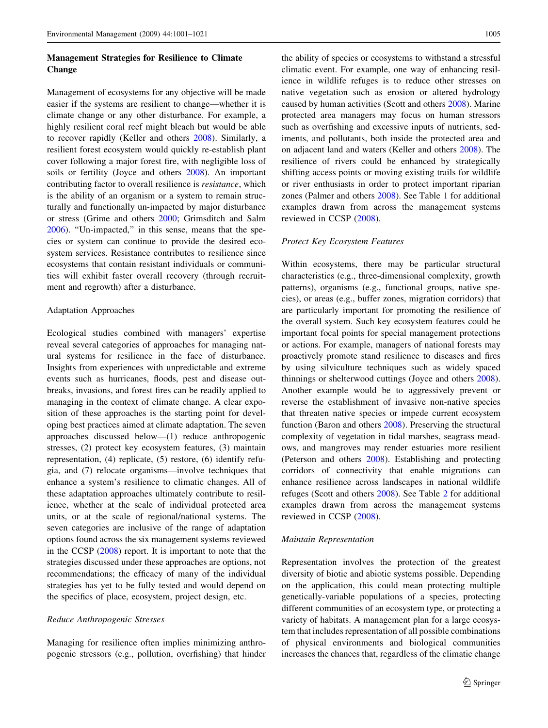## Management Strategies for Resilience to Climate Change

Management of ecosystems for any objective will be made easier if the systems are resilient to change—whether it is climate change or any other disturbance. For example, a highly resilient coral reef might bleach but would be able to recover rapidly (Keller and others 2008). Similarly, a resilient forest ecosystem would quickly re-establish plant cover following a major forest fire, with negligible loss of soils or fertility (Joyce and others 2008). An important contributing factor to overall resilience is *resistance*, which is the ability of an organism or a system to remain structurally and functionally un-impacted by major disturbance or stress (Grime and others 2000; Grimsditch and Salm 2006). "Un-impacted," in this sense, means that the species or system can continue to provide the desired ecosystem services. Resistance contributes to resilience since ecosystems that contain resistant individuals or communities will exhibit faster overall recovery (through recruitment and regrowth) after a disturbance.

### Adaptation Approaches

Ecological studies combined with managers' expertise reveal several categories of approaches for managing natural systems for resilience in the face of disturbance. Insights from experiences with unpredictable and extreme events such as hurricanes, floods, pest and disease outbreaks, invasions, and forest fires can be readily applied to managing in the context of climate change. A clear exposition of these approaches is the starting point for developing best practices aimed at climate adaptation. The seven approaches discussed below—(1) reduce anthropogenic stresses, (2) protect key ecosystem features, (3) maintain representation, (4) replicate, (5) restore, (6) identify refugia, and (7) relocate organisms—involve techniques that enhance a system's resilience to climatic changes. All of these adaptation approaches ultimately contribute to resilience, whether at the scale of individual protected area units, or at the scale of regional/national systems. The seven categories are inclusive of the range of adaptation options found across the six management systems reviewed in the CCSP (2008) report. It is important to note that the strategies discussed under these approaches are options, not recommendations; the efficacy of many of the individual strategies has yet to be fully tested and would depend on the specifics of place, ecosystem, project design, etc.

#### *Reduce Anthropogenic Stresses*

Managing for resilience often implies minimizing anthropogenic stressors (e.g., pollution, overfishing) that hinder the ability of species or ecosystems to withstand a stressful climatic event. For example, one way of enhancing resilience in wildlife refuges is to reduce other stresses on native vegetation such as erosion or altered hydrology caused by human activities (Scott and others 2008). Marine protected area managers may focus on human stressors such as overfishing and excessive inputs of nutrients, sediments, and pollutants, both inside the protected area and on adjacent land and waters (Keller and others 2008). The resilience of rivers could be enhanced by strategically shifting access points or moving existing trails for wildlife or river enthusiasts in order to protect important riparian zones (Palmer and others 2008). See Table 1 for additional examples drawn from across the management systems reviewed in CCSP (2008).

#### *Protect Key Ecosystem Features*

Within ecosystems, there may be particular structural characteristics (e.g., three-dimensional complexity, growth patterns), organisms (e.g., functional groups, native species), or areas (e.g., buffer zones, migration corridors) that are particularly important for promoting the resilience of the overall system. Such key ecosystem features could be important focal points for special management protections or actions. For example, managers of national forests may proactively promote stand resilience to diseases and fires by using silviculture techniques such as widely spaced thinnings or shelterwood cuttings (Joyce and others 2008). Another example would be to aggressively prevent or reverse the establishment of invasive non-native species that threaten native species or impede current ecosystem function (Baron and others 2008). Preserving the structural complexity of vegetation in tidal marshes, seagrass meadows, and mangroves may render estuaries more resilient (Peterson and others 2008). Establishing and protecting corridors of connectivity that enable migrations can enhance resilience across landscapes in national wildlife refuges (Scott and others 2008). See Table 2 for additional examples drawn from across the management systems reviewed in CCSP (2008).

#### *Maintain Representation*

Representation involves the protection of the greatest diversity of biotic and abiotic systems possible. Depending on the application, this could mean protecting multiple genetically-variable populations of a species, protecting different communities of an ecosystem type, or protecting a variety of habitats. A management plan for a large ecosystem that includes representation of all possible combinations of physical environments and biological communities increases the chances that, regardless of the climatic change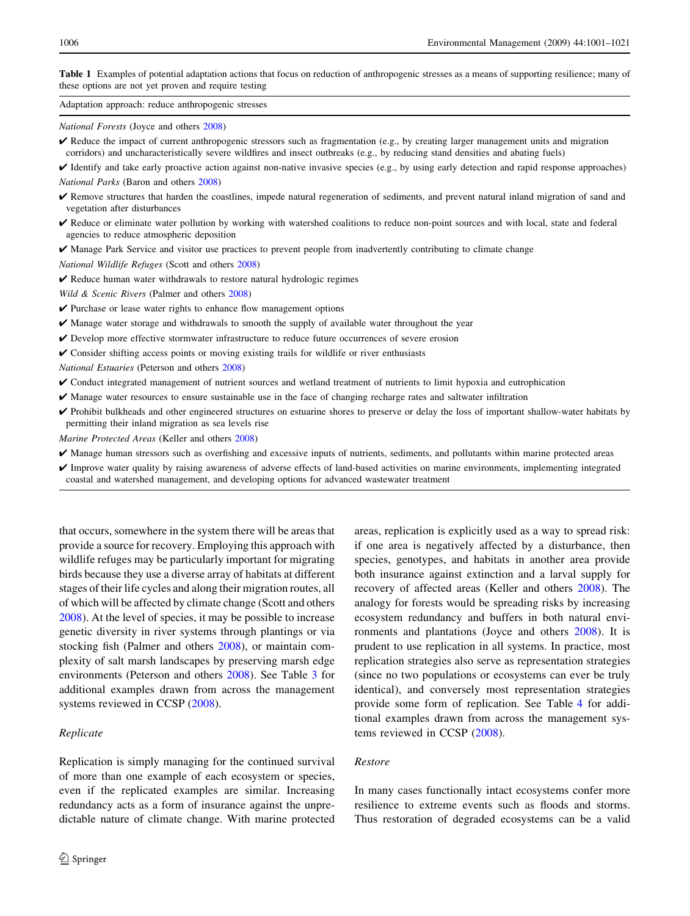**Table 1** Examples of potential adaptation actions that focus on reduction of anthropogenic stresses as a means of supporting resilience; many of these options are not yet proven and require testing

| Adaptation approach: reduce anthropogenic stresses |
| --- |
| *National Forests* (Joyce and others 2008) |
| ✔ Reduce the impact of current anthropogenic stressors such as fragmentation (e.g., by creating larger management units and migration corridors) and uncharacteristically severe wildfires and insect outbreaks (e.g., by reducing stand densities and abating fuels) |
| ✔ Identify and take early proactive action against non-native invasive species (e.g., by using early detection and rapid response approaches) |
| *National Parks* (Baron and others 2008) |
| ✔ Remove structures that harden the coastlines, impede natural regeneration of sediments, and prevent natural inland migration of sand and vegetation after disturbances |
| ✔ Reduce or eliminate water pollution by working with watershed coalitions to reduce non-point sources and with local, state and federal agencies to reduce atmospheric deposition |
| ✔ Manage Park Service and visitor use practices to prevent people from inadvertently contributing to climate change |
| *National Wildlife Refuges* (Scott and others 2008) |
| ✔ Reduce human water withdrawals to restore natural hydrologic regimes |
| *Wild & Scenic Rivers* (Palmer and others 2008) |
| ✔ Purchase or lease water rights to enhance flow management options |
| ✔ Manage water storage and withdrawals to smooth the supply of available water throughout the year |
| ✔ Develop more effective stormwater infrastructure to reduce future occurrences of severe erosion |
| ✔ Consider shifting access points or moving existing trails for wildlife or river enthusiasts |
| *National Estuaries* (Peterson and others 2008) |
| ✔ Conduct integrated management of nutrient sources and wetland treatment of nutrients to limit hypoxia and eutrophication |
| ✔ Manage water resources to ensure sustainable use in the face of changing recharge rates and saltwater infiltration |
| ✔ Prohibit bulkheads and other engineered structures on estuarine shores to preserve or delay the loss of important shallow-water habitats by permitting their inland migration as sea levels rise |
| *Marine Protected Areas* (Keller and others 2008) |
| ✔ Manage human stressors such as overfishing and excessive inputs of nutrients, sediments, and pollutants within marine protected areas |
| ✔ Improve water quality by raising awareness of adverse effects of land-based activities on marine environments, implementing integrated coastal and watershed management, and developing options for advanced wastewater treatment |

that occurs, somewhere in the system there will be areas that provide a source for recovery. Employing this approach with wildlife refuges may be particularly important for migrating birds because they use a diverse array of habitats at different stages of their life cycles and along their migration routes, all of which will be affected by climate change (Scott and others 2008). At the level of species, it may be possible to increase genetic diversity in river systems through plantings or via stocking fish (Palmer and others 2008), or maintain complexity of salt marsh landscapes by preserving marsh edge environments (Peterson and others 2008). See Table 3 for additional examples drawn from across the management systems reviewed in CCSP (2008).

### Replicate

Replication is simply managing for the continued survival of more than one example of each ecosystem or species, even if the replicated examples are similar. Increasing redundancy acts as a form of insurance against the unpredictable nature of climate change. With marine protected areas, replication is explicitly used as a way to spread risk: if one area is negatively affected by a disturbance, then species, genotypes, and habitats in another area provide both insurance against extinction and a larval supply for recovery of affected areas (Keller and others 2008). The analogy for forests would be spreading risks by increasing ecosystem redundancy and buffers in both natural environments and plantations (Joyce and others 2008). It is prudent to use replication in all systems. In practice, most replication strategies also serve as representation strategies (since no two populations or ecosystems can ever be truly identical), and conversely most representation strategies provide some form of replication. See Table 4 for additional examples drawn from across the management systems reviewed in CCSP (2008).

### Restore

In many cases functionally intact ecosystems confer more resilience to extreme events such as floods and storms. Thus restoration of degraded ecosystems can be a valid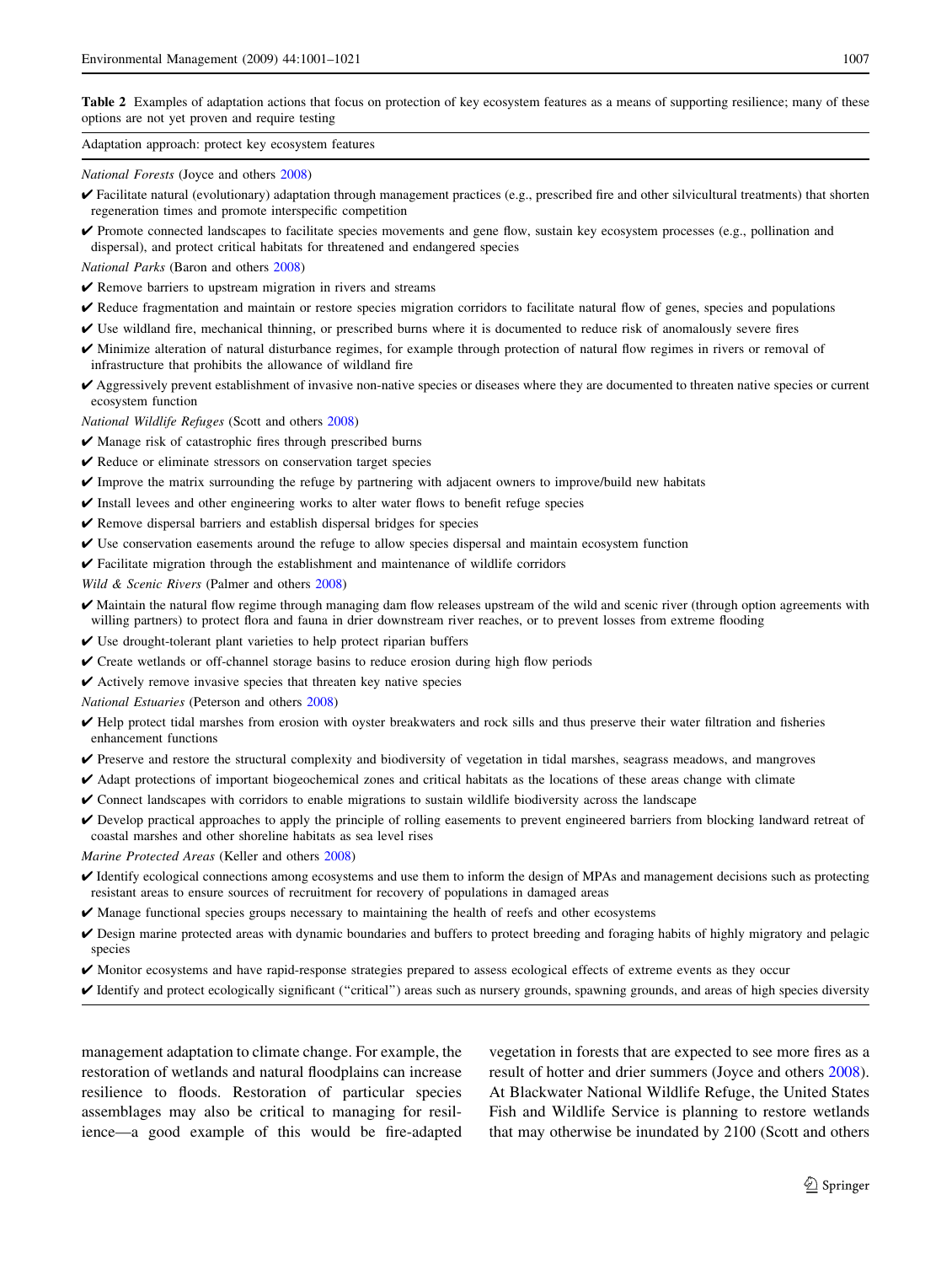**Table 2** Examples of adaptation actions that focus on protection of key ecosystem features as a means of supporting resilience; many of these options are not yet proven and require testing

Adaptation approach: protect key ecosystem features

*National Forests* (Joyce and others 2008)

✔ Facilitate natural (evolutionary) adaptation through management practices (e.g., prescribed fire and other silvicultural treatments) that shorten regeneration times and promote interspecific competition

✔ Promote connected landscapes to facilitate species movements and gene flow, sustain key ecosystem processes (e.g., pollination and dispersal), and protect critical habitats for threatened and endangered species

*National Parks* (Baron and others 2008)

✔ Remove barriers to upstream migration in rivers and streams

✔ Reduce fragmentation and maintain or restore species migration corridors to facilitate natural flow of genes, species and populations

✔ Use wildland fire, mechanical thinning, or prescribed burns where it is documented to reduce risk of anomalously severe fires

✔ Minimize alteration of natural disturbance regimes, for example through protection of natural flow regimes in rivers or removal of infrastructure that prohibits the allowance of wildland fire

✔ Aggressively prevent establishment of invasive non-native species or diseases where they are documented to threaten native species or current ecosystem function

*National Wildlife Refuges* (Scott and others 2008)

✔ Manage risk of catastrophic fires through prescribed burns

✔ Reduce or eliminate stressors on conservation target species

✔ Improve the matrix surrounding the refuge by partnering with adjacent owners to improve/build new habitats

✔ Install levees and other engineering works to alter water flows to benefit refuge species

✔ Remove dispersal barriers and establish dispersal bridges for species

✔ Use conservation easements around the refuge to allow species dispersal and maintain ecosystem function

✔ Facilitate migration through the establishment and maintenance of wildlife corridors

*Wild & Scenic Rivers* (Palmer and others 2008)

✔ Maintain the natural flow regime through managing dam flow releases upstream of the wild and scenic river (through option agreements with willing partners) to protect flora and fauna in drier downstream river reaches, or to prevent losses from extreme flooding

✔ Use drought-tolerant plant varieties to help protect riparian buffers

✔ Create wetlands or off-channel storage basins to reduce erosion during high flow periods

✔ Actively remove invasive species that threaten key native species

*National Estuaries* (Peterson and others 2008)

✔ Help protect tidal marshes from erosion with oyster breakwaters and rock sills and thus preserve their water filtration and fisheries enhancement functions

✔ Preserve and restore the structural complexity and biodiversity of vegetation in tidal marshes, seagrass meadows, and mangroves

✔ Adapt protections of important biogeochemical zones and critical habitats as the locations of these areas change with climate

✔ Connect landscapes with corridors to enable migrations to sustain wildlife biodiversity across the landscape

✔ Develop practical approaches to apply the principle of rolling easements to prevent engineered barriers from blocking landward retreat of coastal marshes and other shoreline habitats as sea level rises

*Marine Protected Areas* (Keller and others 2008)

✔ Identify ecological connections among ecosystems and use them to inform the design of MPAs and management decisions such as protecting resistant areas to ensure sources of recruitment for recovery of populations in damaged areas

✔ Manage functional species groups necessary to maintaining the health of reefs and other ecosystems

✔ Design marine protected areas with dynamic boundaries and buffers to protect breeding and foraging habits of highly migratory and pelagic species

✔ Monitor ecosystems and have rapid-response strategies prepared to assess ecological effects of extreme events as they occur

✔ Identify and protect ecologically significant ("critical") areas such as nursery grounds, spawning grounds, and areas of high species diversity

management adaptation to climate change. For example, the restoration of wetlands and natural floodplains can increase resilience to floods. Restoration of particular species assemblages may also be critical to managing for resilience—a good example of this would be fire-adapted vegetation in forests that are expected to see more fires as a result of hotter and drier summers (Joyce and others 2008). At Blackwater National Wildlife Refuge, the United States Fish and Wildlife Service is planning to restore wetlands that may otherwise be inundated by 2100 (Scott and others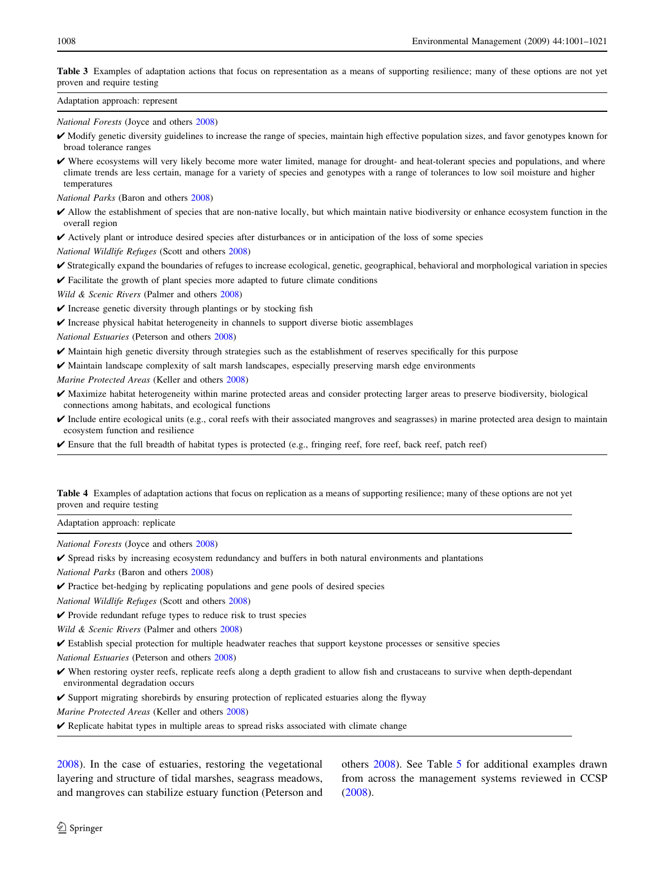**Table 3** Examples of adaptation actions that focus on representation as a means of supporting resilience; many of these options are not yet proven and require testing

Adaptation approach: represent

*National Forests* (Joyce and others 2008)

✔ Modify genetic diversity guidelines to increase the range of species, maintain high effective population sizes, and favor genotypes known for broad tolerance ranges

✔ Where ecosystems will very likely become more water limited, manage for drought- and heat-tolerant species and populations, and where climate trends are less certain, manage for a variety of species and genotypes with a range of tolerances to low soil moisture and higher temperatures

*National Parks* (Baron and others 2008)

✔ Allow the establishment of species that are non-native locally, but which maintain native biodiversity or enhance ecosystem function in the overall region

✔ Actively plant or introduce desired species after disturbances or in anticipation of the loss of some species

*National Wildlife Refuges* (Scott and others 2008)

✔ Strategically expand the boundaries of refuges to increase ecological, genetic, geographical, behavioral and morphological variation in species

✔ Facilitate the growth of plant species more adapted to future climate conditions

*Wild & Scenic Rivers* (Palmer and others 2008)

✔ Increase genetic diversity through plantings or by stocking fish

✔ Increase physical habitat heterogeneity in channels to support diverse biotic assemblages

*National Estuaries* (Peterson and others 2008)

✔ Maintain high genetic diversity through strategies such as the establishment of reserves specifically for this purpose

✔ Maintain landscape complexity of salt marsh landscapes, especially preserving marsh edge environments

*Marine Protected Areas* (Keller and others 2008)

✔ Maximize habitat heterogeneity within marine protected areas and consider protecting larger areas to preserve biodiversity, biological connections among habitats, and ecological functions

✔ Include entire ecological units (e.g., coral reefs with their associated mangroves and seagrasses) in marine protected area design to maintain ecosystem function and resilience

✔ Ensure that the full breadth of habitat types is protected (e.g., fringing reef, fore reef, back reef, patch reef)

**Table 4** Examples of adaptation actions that focus on replication as a means of supporting resilience; many of these options are not yet proven and require testing

Adaptation approach: replicate

*National Forests* (Joyce and others 2008)

✔ Spread risks by increasing ecosystem redundancy and buffers in both natural environments and plantations

*National Parks* (Baron and others 2008)

✔ Practice bet-hedging by replicating populations and gene pools of desired species

*National Wildlife Refuges* (Scott and others 2008)

✔ Provide redundant refuge types to reduce risk to trust species

*Wild & Scenic Rivers* (Palmer and others 2008)

✔ Establish special protection for multiple headwater reaches that support keystone processes or sensitive species

*National Estuaries* (Peterson and others 2008)

✔ When restoring oyster reefs, replicate reefs along a depth gradient to allow fish and crustaceans to survive when depth-dependant environmental degradation occurs

✔ Support migrating shorebirds by ensuring protection of replicated estuaries along the flyway

*Marine Protected Areas* (Keller and others 2008)

✔ Replicate habitat types in multiple areas to spread risks associated with climate change

2008). In the case of estuaries, restoring the vegetational layering and structure of tidal marshes, seagrass meadows, and mangroves can stabilize estuary function (Peterson and others 2008). See Table 5 for additional examples drawn from across the management systems reviewed in CCSP (2008).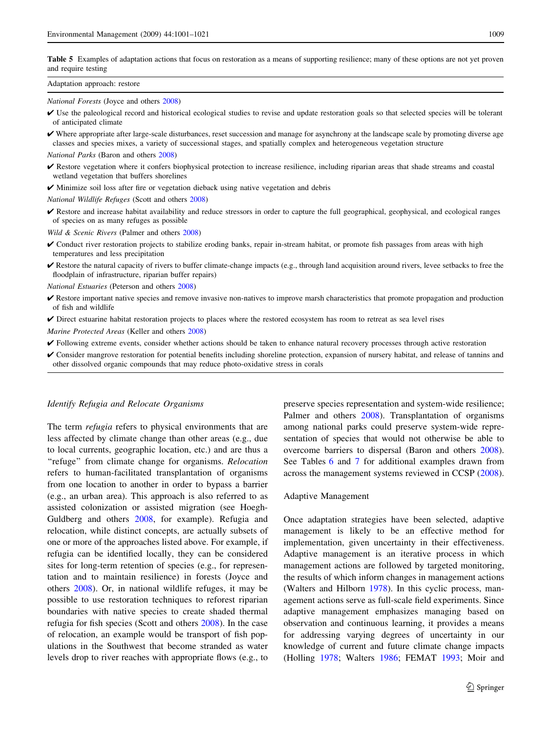**Table 5** Examples of adaptation actions that focus on restoration as a means of supporting resilience; many of these options are not yet proven and require testing

| Adaptation approach: restore |
| --- |
| *National Forests* (Joyce and others 2008) |
| ✔ Use the paleological record and historical ecological studies to revise and update restoration goals so that selected species will be tolerant of anticipated climate |
| ✔ Where appropriate after large-scale disturbances, reset succession and manage for asynchrony at the landscape scale by promoting diverse age classes and species mixes, a variety of successional stages, and spatially complex and heterogeneous vegetation structure |
| *National Parks* (Baron and others 2008) |
| ✔ Restore vegetation where it confers biophysical protection to increase resilience, including riparian areas that shade streams and coastal wetland vegetation that buffers shorelines |
| ✔ Minimize soil loss after fire or vegetation dieback using native vegetation and debris |
| *National Wildlife Refuges* (Scott and others 2008) |
| ✔ Restore and increase habitat availability and reduce stressors in order to capture the full geographical, geophysical, and ecological ranges of species on as many refuges as possible |
| *Wild & Scenic Rivers* (Palmer and others 2008) |
| ✔ Conduct river restoration projects to stabilize eroding banks, repair in-stream habitat, or promote fish passages from areas with high temperatures and less precipitation |
| ✔ Restore the natural capacity of rivers to buffer climate-change impacts (e.g., through land acquisition around rivers, levee setbacks to free the floodplain of infrastructure, riparian buffer repairs) |
| *National Estuaries* (Peterson and others 2008) |
| ✔ Restore important native species and remove invasive non-natives to improve marsh characteristics that promote propagation and production of fish and wildlife |
| ✔ Direct estuarine habitat restoration projects to places where the restored ecosystem has room to retreat as sea level rises |
| *Marine Protected Areas* (Keller and others 2008) |
| ✔ Following extreme events, consider whether actions should be taken to enhance natural recovery processes through active restoration |
| ✔ Consider mangrove restoration for potential benefits including shoreline protection, expansion of nursery habitat, and release of tannins and other dissolved organic compounds that may reduce photo-oxidative stress in corals |

### *Identify Refugia and Relocate Organisms*

The term *refugia* refers to physical environments that are less affected by climate change than other areas (e.g., due to local currents, geographic location, etc.) and are thus a "refuge" from climate change for organisms. *Relocation* refers to human-facilitated transplantation of organisms from one location to another in order to bypass a barrier (e.g., an urban area). This approach is also referred to as assisted colonization or assisted migration (see Hoegh-Guldberg and others 2008, for example). Refugia and relocation, while distinct concepts, are actually subsets of one or more of the approaches listed above. For example, if refugia can be identified locally, they can be considered sites for long-term retention of species (e.g., for representation and to maintain resilience) in forests (Joyce and others 2008). Or, in national wildlife refuges, it may be possible to use restoration techniques to reforest riparian boundaries with native species to create shaded thermal refugia for fish species (Scott and others 2008). In the case of relocation, an example would be transport of fish populations in the Southwest that become stranded as water levels drop to river reaches with appropriate flows (e.g., to preserve species representation and system-wide resilience; Palmer and others 2008). Transplantation of organisms among national parks could preserve system-wide representation of species that would not otherwise be able to overcome barriers to dispersal (Baron and others 2008). See Tables 6 and 7 for additional examples drawn from across the management systems reviewed in CCSP (2008).

### Adaptive Management

Once adaptation strategies have been selected, adaptive management is likely to be an effective method for implementation, given uncertainty in their effectiveness. Adaptive management is an iterative process in which management actions are followed by targeted monitoring, the results of which inform changes in management actions (Walters and Hilborn 1978). In this cyclic process, management actions serve as full-scale field experiments. Since adaptive management emphasizes managing based on observation and continuous learning, it provides a means for addressing varying degrees of uncertainty in our knowledge of current and future climate change impacts (Holling 1978; Walters 1986; FEMAT 1993; Moir and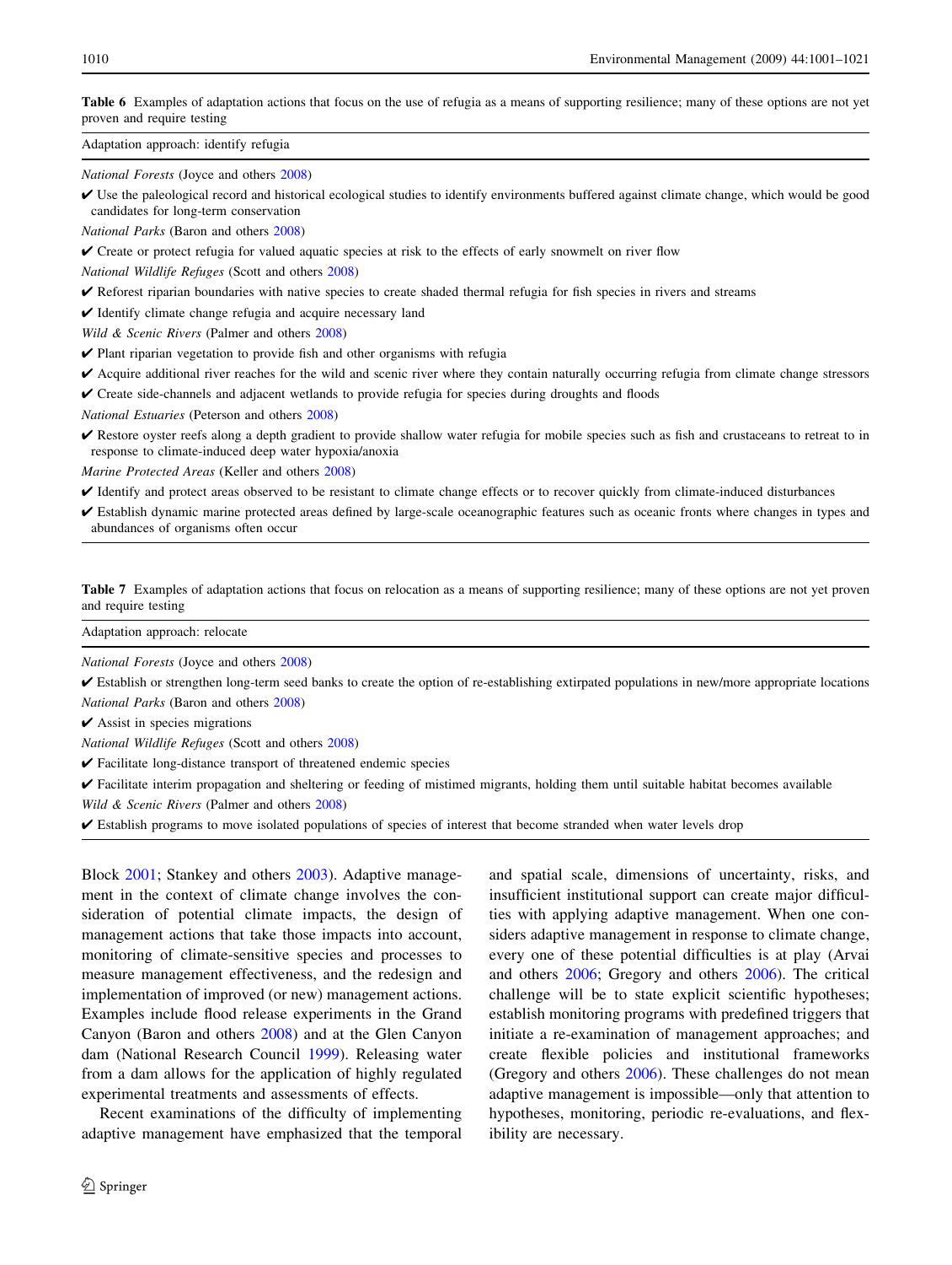**Table 6** Examples of adaptation actions that focus on the use of refugia as a means of supporting resilience; many of these options are not yet proven and require testing

| Adaptation approach: identify refugia |
| --- |
| *National Forests* (Joyce and others 2008) |
| ✔ Use the paleological record and historical ecological studies to identify environments buffered against climate change, which would be good candidates for long-term conservation |
| *National Parks* (Baron and others 2008) |
| ✔ Create or protect refugia for valued aquatic species at risk to the effects of early snowmelt on river flow |
| *National Wildlife Refuges* (Scott and others 2008) |
| ✔ Reforest riparian boundaries with native species to create shaded thermal refugia for fish species in rivers and streams |
| ✔ Identify climate change refugia and acquire necessary land |
| *Wild & Scenic Rivers* (Palmer and others 2008) |
| ✔ Plant riparian vegetation to provide fish and other organisms with refugia |
| ✔ Acquire additional river reaches for the wild and scenic river where they contain naturally occurring refugia from climate change stressors |
| ✔ Create side-channels and adjacent wetlands to provide refugia for species during droughts and floods |
| *National Estuaries* (Peterson and others 2008) |
| ✔ Restore oyster reefs along a depth gradient to provide shallow water refugia for mobile species such as fish and crustaceans to retreat to in response to climate-induced deep water hypoxia/anoxia |
| *Marine Protected Areas* (Keller and others 2008) |
| ✔ Identify and protect areas observed to be resistant to climate change effects or to recover quickly from climate-induced disturbances |
| ✔ Establish dynamic marine protected areas defined by large-scale oceanographic features such as oceanic fronts where changes in types and abundances of organisms often occur |

**Table 7** Examples of adaptation actions that focus on relocation as a means of supporting resilience; many of these options are not yet proven and require testing

| Adaptation approach: relocate |
| --- |
| *National Forests* (Joyce and others 2008) |
| ✔ Establish or strengthen long-term seed banks to create the option of re-establishing extirpated populations in new/more appropriate locations |
| *National Parks* (Baron and others 2008) |
| ✔ Assist in species migrations |
| *National Wildlife Refuges* (Scott and others 2008) |
| ✔ Facilitate long-distance transport of threatened endemic species |
| ✔ Facilitate interim propagation and sheltering or feeding of mistimed migrants, holding them until suitable habitat becomes available |
| *Wild & Scenic Rivers* (Palmer and others 2008) |
| ✔ Establish programs to move isolated populations of species of interest that become stranded when water levels drop |

Block 2001; Stankey and others 2003). Adaptive management in the context of climate change involves the consideration of potential climate impacts, the design of management actions that take those impacts into account, monitoring of climate-sensitive species and processes to measure management effectiveness, and the redesign and implementation of improved (or new) management actions. Examples include flood release experiments in the Grand Canyon (Baron and others 2008) and at the Glen Canyon dam (National Research Council 1999). Releasing water from a dam allows for the application of highly regulated experimental treatments and assessments of effects.

Recent examinations of the difficulty of implementing adaptive management have emphasized that the temporal and spatial scale, dimensions of uncertainty, risks, and insufficient institutional support can create major difficulties with applying adaptive management. When one considers adaptive management in response to climate change, every one of these potential difficulties is at play (Arvai and others 2006; Gregory and others 2006). The critical challenge will be to state explicit scientific hypotheses; establish monitoring programs with predefined triggers that initiate a re-examination of management approaches; and create flexible policies and institutional frameworks (Gregory and others 2006). These challenges do not mean adaptive management is impossible—only that attention to hypotheses, monitoring, periodic re-evaluations, and flexibility are necessary.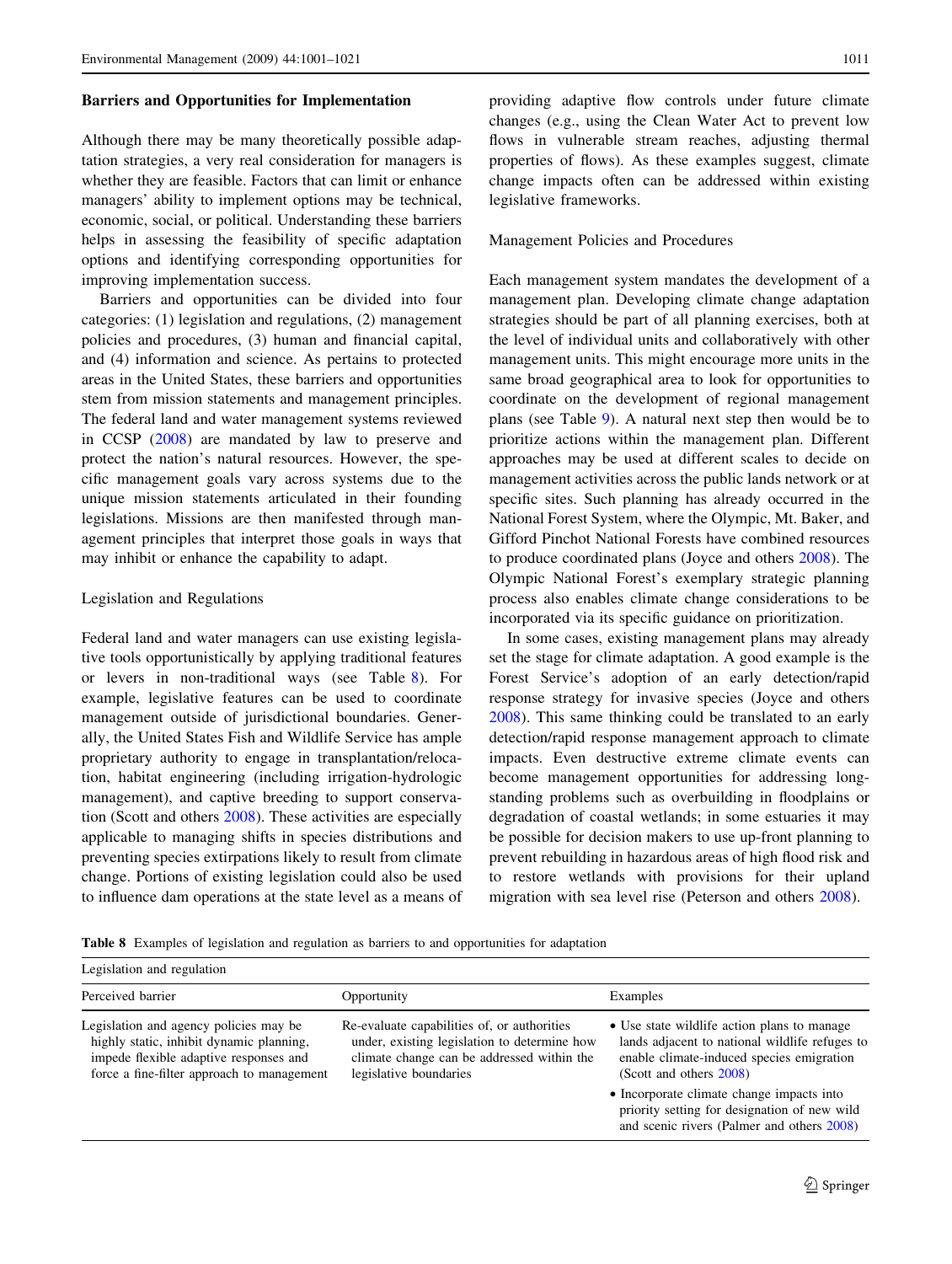## Barriers and Opportunities for Implementation

Although there may be many theoretically possible adaptation strategies, a very real consideration for managers is whether they are feasible. Factors that can limit or enhance managers' ability to implement options may be technical, economic, social, or political. Understanding these barriers helps in assessing the feasibility of specific adaptation options and identifying corresponding opportunities for improving implementation success.

Barriers and opportunities can be divided into four categories: (1) legislation and regulations, (2) management policies and procedures, (3) human and financial capital, and (4) information and science. As pertains to protected areas in the United States, these barriers and opportunities stem from mission statements and management principles. The federal land and water management systems reviewed in CCSP (2008) are mandated by law to preserve and protect the nation's natural resources. However, the specific management goals vary across systems due to the unique mission statements articulated in their founding legislations. Missions are then manifested through management principles that interpret those goals in ways that may inhibit or enhance the capability to adapt.

### Legislation and Regulations

Federal land and water managers can use existing legislative tools opportunistically by applying traditional features or levers in non-traditional ways (see Table 8). For example, legislative features can be used to coordinate management outside of jurisdictional boundaries. Generally, the United States Fish and Wildlife Service has ample proprietary authority to engage in transplantation/relocation, habitat engineering (including irrigation-hydrologic management), and captive breeding to support conservation (Scott and others 2008). These activities are especially applicable to managing shifts in species distributions and preventing species extirpations likely to result from climate change. Portions of existing legislation could also be used to influence dam operations at the state level as a means of providing adaptive flow controls under future climate changes (e.g., using the Clean Water Act to prevent low flows in vulnerable stream reaches, adjusting thermal properties of flows). As these examples suggest, climate change impacts often can be addressed within existing legislative frameworks.

### Management Policies and Procedures

Each management system mandates the development of a management plan. Developing climate change adaptation strategies should be part of all planning exercises, both at the level of individual units and collaboratively with other management units. This might encourage more units in the same broad geographical area to look for opportunities to coordinate on the development of regional management plans (see Table 9). A natural next step then would be to prioritize actions within the management plan. Different approaches may be used at different scales to decide on management activities across the public lands network or at specific sites. Such planning has already occurred in the National Forest System, where the Olympic, Mt. Baker, and Gifford Pinchot National Forests have combined resources to produce coordinated plans (Joyce and others 2008). The Olympic National Forest's exemplary strategic planning process also enables climate change considerations to be incorporated via its specific guidance on prioritization.

In some cases, existing management plans may already set the stage for climate adaptation. A good example is the Forest Service's adoption of an early detection/rapid response strategy for invasive species (Joyce and others 2008). This same thinking could be translated to an early detection/rapid response management approach to climate impacts. Even destructive extreme climate events can become management opportunities for addressing long-standing problems such as overbuilding in floodplains or degradation of coastal wetlands; in some estuaries it may be possible for decision makers to use up-front planning to prevent rebuilding in hazardous areas of high flood risk and to restore wetlands with provisions for their upland migration with sea level rise (Peterson and others 2008).

**Table 8** Examples of legislation and regulation as barriers to and opportunities for adaptation

| Legislation and regulation | | |
|---|---|---|
| Perceived barrier | Opportunity | Examples |
| Legislation and agency policies may be highly static, inhibit dynamic planning, impede flexible adaptive responses and force a fine-filter approach to management | Re-evaluate capabilities of, or authorities under, existing legislation to determine how climate change can be addressed within the legislative boundaries | • Use state wildlife action plans to manage lands adjacent to national wildlife refuges to enable climate-induced species emigration (Scott and others 2008)<br>• Incorporate climate change impacts into priority setting for designation of new wild and scenic rivers (Palmer and others 2008) |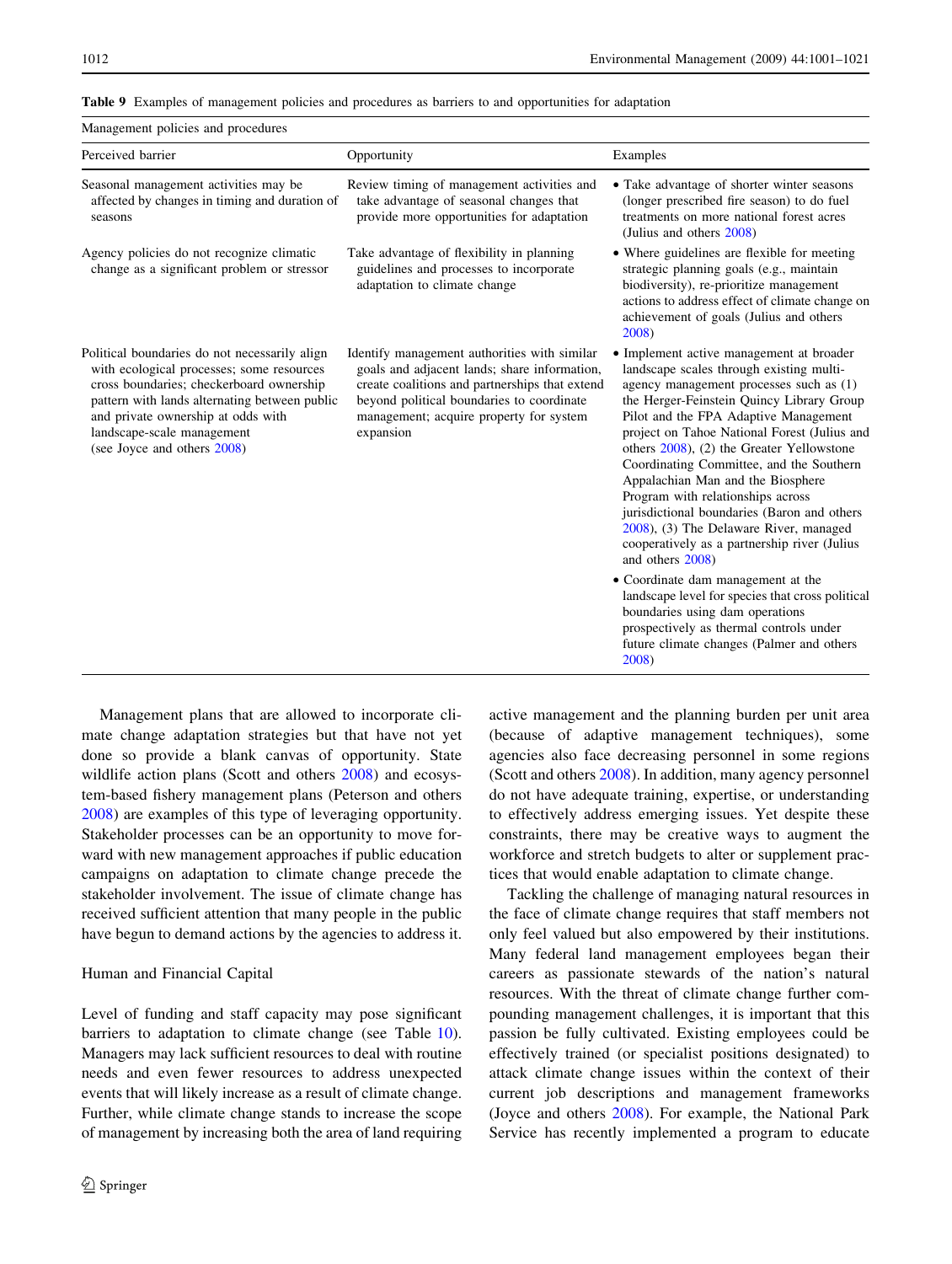**Table 9** Examples of management policies and procedures as barriers to and opportunities for adaptation

| Management policies and procedures | | |
|---|---|---|
| Perceived barrier | Opportunity | Examples |
| Seasonal management activities may be affected by changes in timing and duration of seasons | Review timing of management activities and take advantage of seasonal changes that provide more opportunities for adaptation | • Take advantage of shorter winter seasons (longer prescribed fire season) to do fuel treatments on more national forest acres (Julius and others 2008) |
| Agency policies do not recognize climatic change as a significant problem or stressor | Take advantage of flexibility in planning guidelines and processes to incorporate adaptation to climate change | • Where guidelines are flexible for meeting strategic planning goals (e.g., maintain biodiversity), re-prioritize management actions to address effect of climate change on achievement of goals (Julius and others 2008) |
| Political boundaries do not necessarily align with ecological processes; some resources cross boundaries; checkerboard ownership pattern with lands alternating between public and private ownership at odds with landscape-scale management (see Joyce and others 2008) | Identify management authorities with similar goals and adjacent lands; share information, create coalitions and partnerships that extend beyond political boundaries to coordinate management; acquire property for system expansion | • Implement active management at broader landscape scales through existing multi-agency management processes such as (1) the Herger-Feinstein Quincy Library Group Pilot and the FPA Adaptive Management project on Tahoe National Forest (Julius and others 2008), (2) the Greater Yellowstone Coordinating Committee, and the Southern Appalachian Man and the Biosphere Program with relationships across jurisdictional boundaries (Baron and others 2008), (3) The Delaware River, managed cooperatively as a partnership river (Julius and others 2008) |
| | | • Coordinate dam management at the landscape level for species that cross political boundaries using dam operations prospectively as thermal controls under future climate changes (Palmer and others 2008) |

Management plans that are allowed to incorporate climate change adaptation strategies but that have not yet done so provide a blank canvas of opportunity. State wildlife action plans (Scott and others 2008) and ecosystem-based fishery management plans (Peterson and others 2008) are examples of this type of leveraging opportunity. Stakeholder processes can be an opportunity to move forward with new management approaches if public education campaigns on adaptation to climate change precede the stakeholder involvement. The issue of climate change has received sufficient attention that many people in the public have begun to demand actions by the agencies to address it.

## Human and Financial Capital

Level of funding and staff capacity may pose significant barriers to adaptation to climate change (see Table 10). Managers may lack sufficient resources to deal with routine needs and even fewer resources to address unexpected events that will likely increase as a result of climate change. Further, while climate change stands to increase the scope of management by increasing both the area of land requiring active management and the planning burden per unit area (because of adaptive management techniques), some agencies also face decreasing personnel in some regions (Scott and others 2008). In addition, many agency personnel do not have adequate training, expertise, or understanding to effectively address emerging issues. Yet despite these constraints, there may be creative ways to augment the workforce and stretch budgets to alter or supplement practices that would enable adaptation to climate change.

Tackling the challenge of managing natural resources in the face of climate change requires that staff members not only feel valued but also empowered by their institutions. Many federal land management employees began their careers as passionate stewards of the nation's natural resources. With the threat of climate change further compounding management challenges, it is important that this passion be fully cultivated. Existing employees could be effectively trained (or specialist positions designated) to attack climate change issues within the context of their current job descriptions and management frameworks (Joyce and others 2008). For example, the National Park Service has recently implemented a program to educate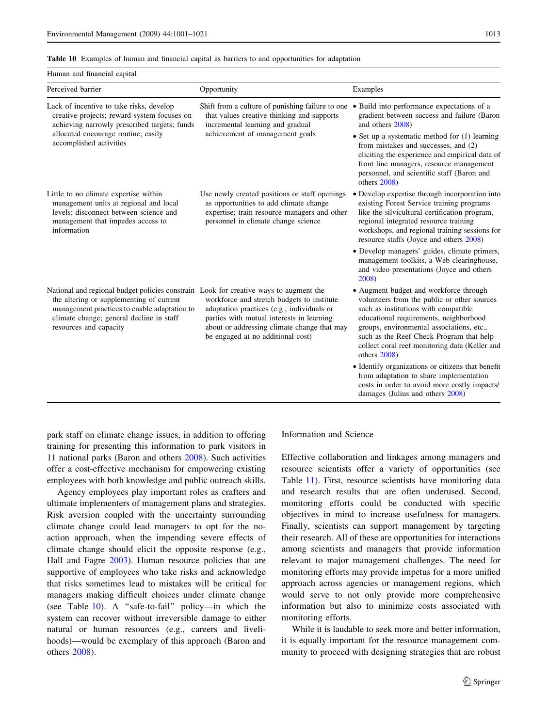**Table 10** Examples of human and financial capital as barriers to and opportunities for adaptation

| Human and financial capital | | |
|---|---|---|
| Perceived barrier | Opportunity | Examples |
| Lack of incentive to take risks, develop creative projects; reward system focuses on achieving narrowly prescribed targets; funds allocated encourage routine, easily accomplished activities | Shift from a culture of punishing failure to one that values creative thinking and supports incremental learning and gradual achievement of management goals | • Build into performance expectations of a gradient between success and failure (Baron and others 2008)<br>• Set up a systematic method for (1) learning from mistakes and successes, and (2) eliciting the experience and empirical data of front line managers, resource management personnel, and scientific staff (Baron and others 2008) |
| Little to no climate expertise within management units at regional and local levels; disconnect between science and management that impedes access to information | Use newly created positions or staff openings as opportunities to add climate change expertise; train resource managers and other personnel in climate change science | • Develop expertise through incorporation into existing Forest Service training programs like the silvicultural certification program, regional integrated resource training workshops, and regional training sessions for resource staffs (Joyce and others 2008)<br>• Develop managers' guides, climate primers, management toolkits, a Web clearinghouse, and video presentations (Joyce and others 2008) |
| National and regional budget policies constrain the altering or supplementing of current management practices to enable adaptation to climate change; general decline in staff resources and capacity | Look for creative ways to augment the workforce and stretch budgets to institute adaptation practices (e.g., individuals or parties with mutual interests in learning about or addressing climate change that may be engaged at no additional cost) | • Augment budget and workforce through volunteers from the public or other sources such as institutions with compatible educational requirements, neighborhood groups, environmental associations, etc., such as the Reef Check Program that help collect coral reef monitoring data (Keller and others 2008)<br>• Identify organizations or citizens that benefit from adaptation to share implementation costs in order to avoid more costly impacts/damages (Julius and others 2008) |

park staff on climate change issues, in addition to offering training for presenting this information to park visitors in 11 national parks (Baron and others 2008). Such activities offer a cost-effective mechanism for empowering existing employees with both knowledge and public outreach skills.

Agency employees play important roles as crafters and ultimate implementers of management plans and strategies. Risk aversion coupled with the uncertainty surrounding climate change could lead managers to opt for the no-action approach, when the impending severe effects of climate change should elicit the opposite response (e.g., Hall and Fagre 2003). Human resource policies that are supportive of employees who take risks and acknowledge that risks sometimes lead to mistakes will be critical for managers making difficult choices under climate change (see Table 10). A "safe-to-fail" policy—in which the system can recover without irreversible damage to either natural or human resources (e.g., careers and livelihoods)—would be exemplary of this approach (Baron and others 2008).

## Information and Science

Effective collaboration and linkages among managers and resource scientists offer a variety of opportunities (see Table 11). First, resource scientists have monitoring data and research results that are often underused. Second, monitoring efforts could be conducted with specific objectives in mind to increase usefulness for managers. Finally, scientists can support management by targeting their research. All of these are opportunities for interactions among scientists and managers that provide information relevant to major management challenges. The need for monitoring efforts may provide impetus for a more unified approach across agencies or management regions, which would serve to not only provide more comprehensive information but also to minimize costs associated with monitoring efforts.

While it is laudable to seek more and better information, it is equally important for the resource management community to proceed with designing strategies that are robust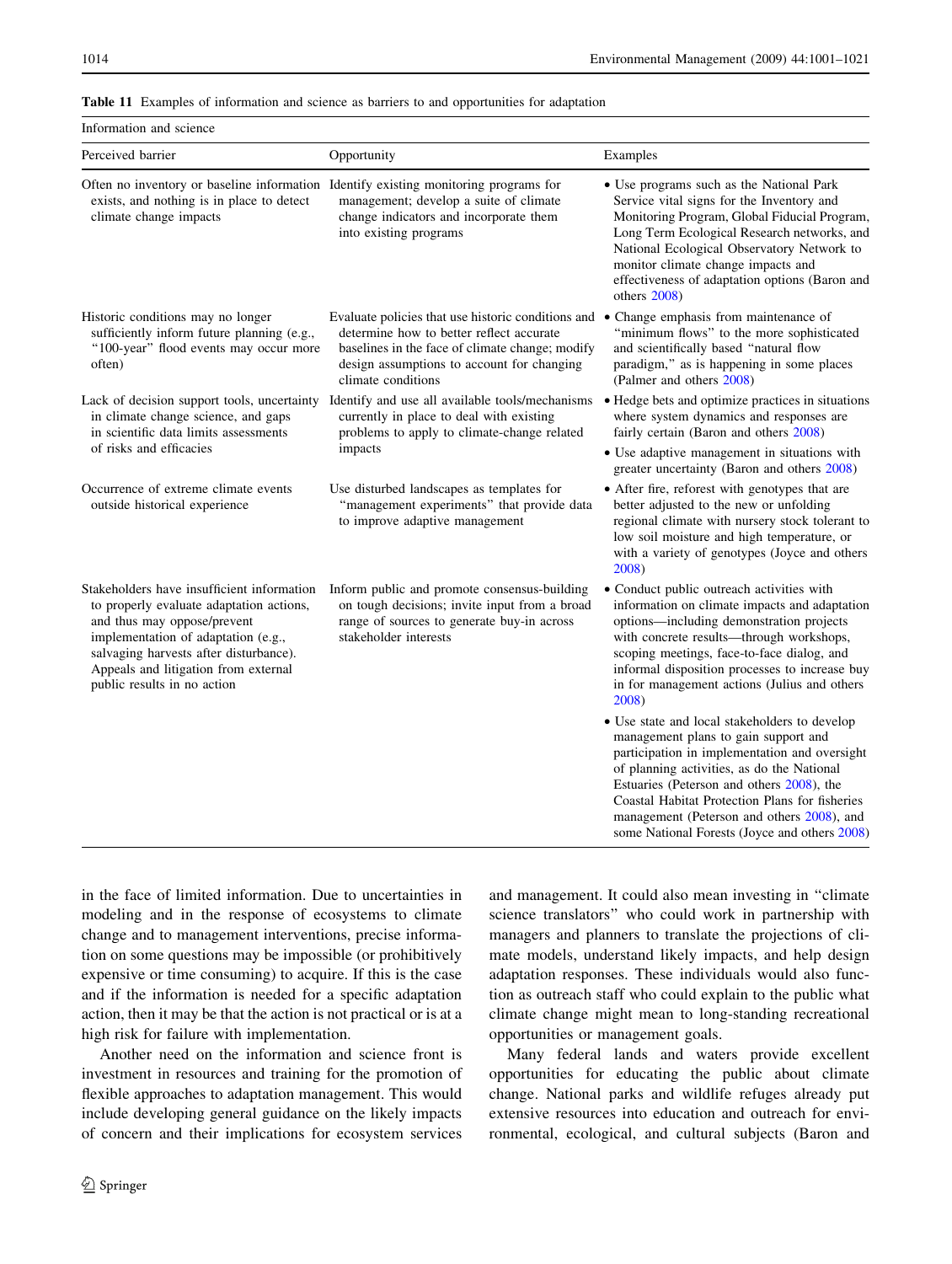**Table 11** Examples of information and science as barriers to and opportunities for adaptation

| Information and science | | |
|---|---|---|
| Perceived barrier | Opportunity | Examples |
| Often no inventory or baseline information exists, and nothing is in place to detect climate change impacts | Identify existing monitoring programs for management; develop a suite of climate change indicators and incorporate them into existing programs | • Use programs such as the National Park Service vital signs for the Inventory and Monitoring Program, Global Fiducial Program, Long Term Ecological Research networks, and National Ecological Observatory Network to monitor climate change impacts and effectiveness of adaptation options (Baron and others 2008) |
| Historic conditions may no longer sufficiently inform future planning (e.g., "100-year" flood events may occur more often) | Evaluate policies that use historic conditions and determine how to better reflect accurate baselines in the face of climate change; modify design assumptions to account for changing climate conditions | • Change emphasis from maintenance of "minimum flows" to the more sophisticated and scientifically based "natural flow paradigm," as is happening in some places (Palmer and others 2008) |
| Lack of decision support tools, uncertainty in climate change science, and gaps in scientific data limits assessments of risks and efficacies | Identify and use all available tools/mechanisms currently in place to deal with existing problems to apply to climate-change related impacts | • Hedge bets and optimize practices in situations where system dynamics and responses are fairly certain (Baron and others 2008) |
| | | • Use adaptive management in situations with greater uncertainty (Baron and others 2008) |
| Occurrence of extreme climate events outside historical experience | Use disturbed landscapes as templates for "management experiments" that provide data to improve adaptive management | • After fire, reforest with genotypes that are better adjusted to the new or unfolding regional climate with nursery stock tolerant to low soil moisture and high temperature, or with a variety of genotypes (Joyce and others 2008) |
| Stakeholders have insufficient information to properly evaluate adaptation actions, and thus may oppose/prevent implementation of adaptation (e.g., salvaging harvests after disturbance). Appeals and litigation from external public results in no action | Inform public and promote consensus-building on tough decisions; invite input from a broad range of sources to generate buy-in across stakeholder interests | • Conduct public outreach activities with information on climate impacts and adaptation options—including demonstration projects with concrete results—through workshops, scoping meetings, face-to-face dialog, and informal disposition processes to increase buy in for management actions (Julius and others 2008) |
| | | • Use state and local stakeholders to develop management plans to gain support and participation in implementation and oversight of planning activities, as do the National Estuaries (Peterson and others 2008), the Coastal Habitat Protection Plans for fisheries management (Peterson and others 2008), and some National Forests (Joyce and others 2008) |

in the face of limited information. Due to uncertainties in modeling and in the response of ecosystems to climate change and to management interventions, precise information on some questions may be impossible (or prohibitively expensive or time consuming) to acquire. If this is the case and if the information is needed for a specific adaptation action, then it may be that the action is not practical or is at a high risk for failure with implementation.

Another need on the information and science front is investment in resources and training for the promotion of flexible approaches to adaptation management. This would include developing general guidance on the likely impacts of concern and their implications for ecosystem services and management. It could also mean investing in "climate science translators" who could work in partnership with managers and planners to translate the projections of climate models, understand likely impacts, and help design adaptation responses. These individuals would also function as outreach staff who could explain to the public what climate change might mean to long-standing recreational opportunities or management goals.

Many federal lands and waters provide excellent opportunities for educating the public about climate change. National parks and wildlife refuges already put extensive resources into education and outreach for environmental, ecological, and cultural subjects (Baron and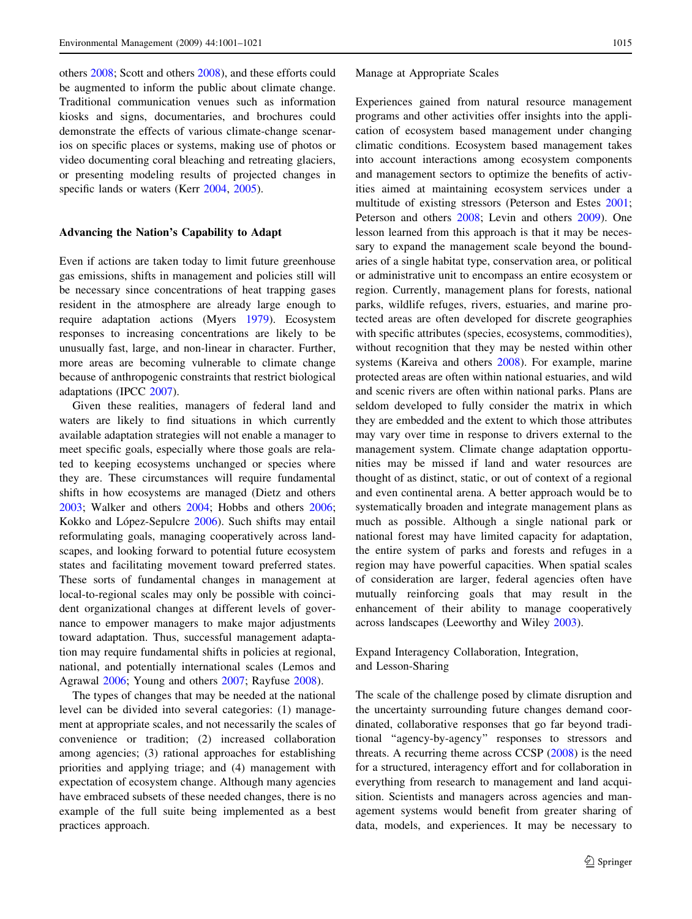others 2008; Scott and others 2008), and these efforts could be augmented to inform the public about climate change. Traditional communication venues such as information kiosks and signs, documentaries, and brochures could demonstrate the effects of various climate-change scenarios on specific places or systems, making use of photos or video documenting coral bleaching and retreating glaciers, or presenting modeling results of projected changes in specific lands or waters (Kerr 2004, 2005).

## Advancing the Nation's Capability to Adapt

Even if actions are taken today to limit future greenhouse gas emissions, shifts in management and policies still will be necessary since concentrations of heat trapping gases resident in the atmosphere are already large enough to require adaptation actions (Myers 1979). Ecosystem responses to increasing concentrations are likely to be unusually fast, large, and non-linear in character. Further, more areas are becoming vulnerable to climate change because of anthropogenic constraints that restrict biological adaptations (IPCC 2007).

Given these realities, managers of federal land and waters are likely to find situations in which currently available adaptation strategies will not enable a manager to meet specific goals, especially where those goals are related to keeping ecosystems unchanged or species where they are. These circumstances will require fundamental shifts in how ecosystems are managed (Dietz and others 2003; Walker and others 2004; Hobbs and others 2006; Kokko and López-Sepulcre 2006). Such shifts may entail reformulating goals, managing cooperatively across landscapes, and looking forward to potential future ecosystem states and facilitating movement toward preferred states. These sorts of fundamental changes in management at local-to-regional scales may only be possible with coincident organizational changes at different levels of governance to empower managers to make major adjustments toward adaptation. Thus, successful management adaptation may require fundamental shifts in policies at regional, national, and potentially international scales (Lemos and Agrawal 2006; Young and others 2007; Rayfuse 2008).

The types of changes that may be needed at the national level can be divided into several categories: (1) management at appropriate scales, and not necessarily the scales of convenience or tradition; (2) increased collaboration among agencies; (3) rational approaches for establishing priorities and applying triage; and (4) management with expectation of ecosystem change. Although many agencies have embraced subsets of these needed changes, there is no example of the full suite being implemented as a best practices approach.

### Manage at Appropriate Scales

Experiences gained from natural resource management programs and other activities offer insights into the application of ecosystem based management under changing climatic conditions. Ecosystem based management takes into account interactions among ecosystem components and management sectors to optimize the benefits of activities aimed at maintaining ecosystem services under a multitude of existing stressors (Peterson and Estes 2001; Peterson and others 2008; Levin and others 2009). One lesson learned from this approach is that it may be necessary to expand the management scale beyond the boundaries of a single habitat type, conservation area, or political or administrative unit to encompass an entire ecosystem or region. Currently, management plans for forests, national parks, wildlife refuges, rivers, estuaries, and marine protected areas are often developed for discrete geographies with specific attributes (species, ecosystems, commodities), without recognition that they may be nested within other systems (Kareiva and others 2008). For example, marine protected areas are often within national estuaries, and wild and scenic rivers are often within national parks. Plans are seldom developed to fully consider the matrix in which they are embedded and the extent to which those attributes may vary over time in response to drivers external to the management system. Climate change adaptation opportunities may be missed if land and water resources are thought of as distinct, static, or out of context of a regional and even continental arena. A better approach would be to systematically broaden and integrate management plans as much as possible. Although a single national park or national forest may have limited capacity for adaptation, the entire system of parks and forests and refuges in a region may have powerful capacities. When spatial scales of consideration are larger, federal agencies often have mutually reinforcing goals that may result in the enhancement of their ability to manage cooperatively across landscapes (Leeworthy and Wiley 2003).

### Expand Interagency Collaboration, Integration, and Lesson-Sharing

The scale of the challenge posed by climate disruption and the uncertainty surrounding future changes demand coordinated, collaborative responses that go far beyond traditional "agency-by-agency" responses to stressors and threats. A recurring theme across CCSP (2008) is the need for a structured, interagency effort and for collaboration in everything from research to management and land acquisition. Scientists and managers across agencies and management systems would benefit from greater sharing of data, models, and experiences. It may be necessary to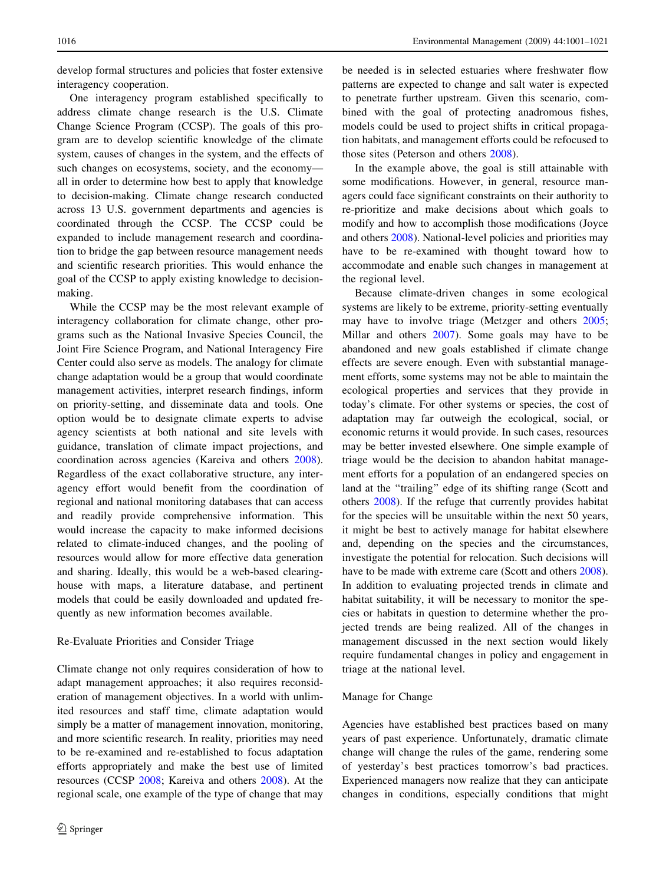develop formal structures and policies that foster extensive interagency cooperation.

One interagency program established specifically to address climate change research is the U.S. Climate Change Science Program (CCSP). The goals of this program are to develop scientific knowledge of the climate system, causes of changes in the system, and the effects of such changes on ecosystems, society, and the economy—all in order to determine how best to apply that knowledge to decision-making. Climate change research conducted across 13 U.S. government departments and agencies is coordinated through the CCSP. The CCSP could be expanded to include management research and coordination to bridge the gap between resource management needs and scientific research priorities. This would enhance the goal of the CCSP to apply existing knowledge to decision-making.

While the CCSP may be the most relevant example of interagency collaboration for climate change, other programs such as the National Invasive Species Council, the Joint Fire Science Program, and National Interagency Fire Center could also serve as models. The analogy for climate change adaptation would be a group that would coordinate management activities, interpret research findings, inform on priority-setting, and disseminate data and tools. One option would be to designate climate experts to advise agency scientists at both national and site levels with guidance, translation of climate impact projections, and coordination across agencies (Kareiva and others 2008). Regardless of the exact collaborative structure, any interagency effort would benefit from the coordination of regional and national monitoring databases that can access and readily provide comprehensive information. This would increase the capacity to make informed decisions related to climate-induced changes, and the pooling of resources would allow for more effective data generation and sharing. Ideally, this would be a web-based clearinghouse with maps, a literature database, and pertinent models that could be easily downloaded and updated frequently as new information becomes available.

### Re-Evaluate Priorities and Consider Triage

Climate change not only requires consideration of how to adapt management approaches; it also requires reconsideration of management objectives. In a world with unlimited resources and staff time, climate adaptation would simply be a matter of management innovation, monitoring, and more scientific research. In reality, priorities may need to be re-examined and re-established to focus adaptation efforts appropriately and make the best use of limited resources (CCSP 2008; Kareiva and others 2008). At the regional scale, one example of the type of change that may be needed is in selected estuaries where freshwater flow patterns are expected to change and salt water is expected to penetrate further upstream. Given this scenario, combined with the goal of protecting anadromous fishes, models could be used to project shifts in critical propagation habitats, and management efforts could be refocused to those sites (Peterson and others 2008).

In the example above, the goal is still attainable with some modifications. However, in general, resource managers could face significant constraints on their authority to re-prioritize and make decisions about which goals to modify and how to accomplish those modifications (Joyce and others 2008). National-level policies and priorities may have to be re-examined with thought toward how to accommodate and enable such changes in management at the regional level.

Because climate-driven changes in some ecological systems are likely to be extreme, priority-setting eventually may have to involve triage (Metzger and others 2005; Millar and others 2007). Some goals may have to be abandoned and new goals established if climate change effects are severe enough. Even with substantial management efforts, some systems may not be able to maintain the ecological properties and services that they provide in today's climate. For other systems or species, the cost of adaptation may far outweigh the ecological, social, or economic returns it would provide. In such cases, resources may be better invested elsewhere. One simple example of triage would be the decision to abandon habitat management efforts for a population of an endangered species on land at the "trailing" edge of its shifting range (Scott and others 2008). If the refuge that currently provides habitat for the species will be unsuitable within the next 50 years, it might be best to actively manage for habitat elsewhere and, depending on the species and the circumstances, investigate the potential for relocation. Such decisions will have to be made with extreme care (Scott and others 2008). In addition to evaluating projected trends in climate and habitat suitability, it will be necessary to monitor the species or habitats in question to determine whether the projected trends are being realized. All of the changes in management discussed in the next section would likely require fundamental changes in policy and engagement in triage at the national level.

### Manage for Change

Agencies have established best practices based on many years of past experience. Unfortunately, dramatic climate change will change the rules of the game, rendering some of yesterday's best practices tomorrow's bad practices. Experienced managers now realize that they can anticipate changes in conditions, especially conditions that might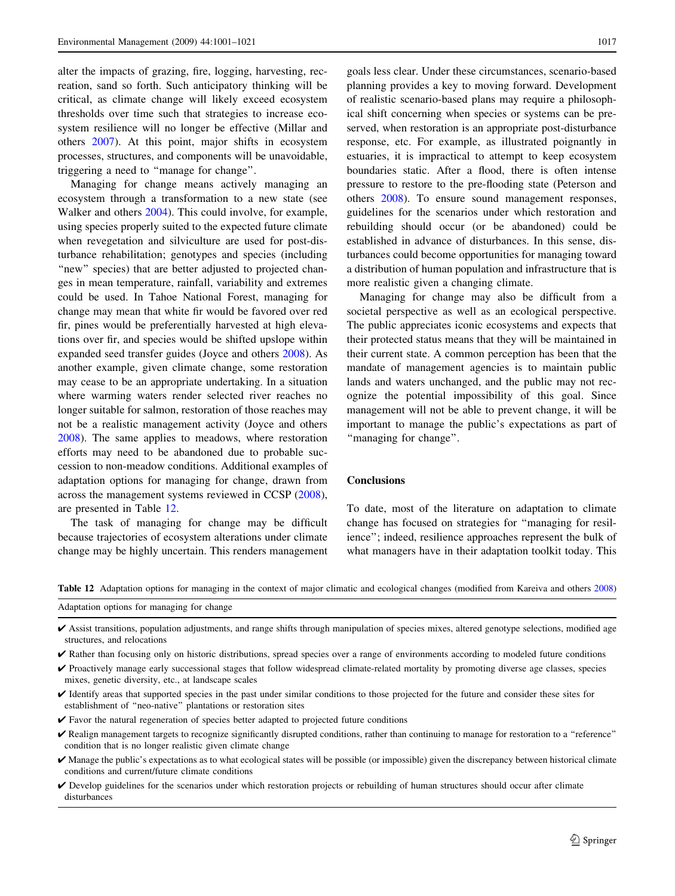alter the impacts of grazing, fire, logging, harvesting, recreation, sand so forth. Such anticipatory thinking will be critical, as climate change will likely exceed ecosystem thresholds over time such that strategies to increase ecosystem resilience will no longer be effective (Millar and others 2007). At this point, major shifts in ecosystem processes, structures, and components will be unavoidable, triggering a need to "manage for change".

Managing for change means actively managing an ecosystem through a transformation to a new state (see Walker and others 2004). This could involve, for example, using species properly suited to the expected future climate when revegetation and silviculture are used for post-disturbance rehabilitation; genotypes and species (including "new" species) that are better adjusted to projected changes in mean temperature, rainfall, variability and extremes could be used. In Tahoe National Forest, managing for change may mean that white fir would be favored over red fir, pines would be preferentially harvested at high elevations over fir, and species would be shifted upslope within expanded seed transfer guides (Joyce and others 2008). As another example, given climate change, some restoration may cease to be an appropriate undertaking. In a situation where warming waters render selected river reaches no longer suitable for salmon, restoration of those reaches may not be a realistic management activity (Joyce and others 2008). The same applies to meadows, where restoration efforts may need to be abandoned due to probable succession to non-meadow conditions. Additional examples of adaptation options for managing for change, drawn from across the management systems reviewed in CCSP (2008), are presented in Table 12.

The task of managing for change may be difficult because trajectories of ecosystem alterations under climate change may be highly uncertain. This renders management goals less clear. Under these circumstances, scenario-based planning provides a key to moving forward. Development of realistic scenario-based plans may require a philosophical shift concerning when species or systems can be preserved, when restoration is an appropriate post-disturbance response, etc. For example, as illustrated poignantly in estuaries, it is impractical to attempt to keep ecosystem boundaries static. After a flood, there is often intense pressure to restore to the pre-flooding state (Peterson and others 2008). To ensure sound management responses, guidelines for the scenarios under which restoration and rebuilding should occur (or be abandoned) could be established in advance of disturbances. In this sense, disturbances could become opportunities for managing toward a distribution of human population and infrastructure that is more realistic given a changing climate.

Managing for change may also be difficult from a societal perspective as well as an ecological perspective. The public appreciates iconic ecosystems and expects that their protected status means that they will be maintained in their current state. A common perception has been that the mandate of management agencies is to maintain public lands and waters unchanged, and the public may not recognize the potential impossibility of this goal. Since management will not be able to prevent change, it will be important to manage the public's expectations as part of "managing for change".

## Conclusions

To date, most of the literature on adaptation to climate change has focused on strategies for "managing for resilience"; indeed, resilience approaches represent the bulk of what managers have in their adaptation toolkit today. This

**Table 12** Adaptation options for managing in the context of major climatic and ecological changes (modified from Kareiva and others 2008)

| Adaptation options for managing for change |
| --- |
| ✔ Assist transitions, population adjustments, and range shifts through manipulation of species mixes, altered genotype selections, modified age structures, and relocations |
| ✔ Rather than focusing only on historic distributions, spread species over a range of environments according to modeled future conditions |
| ✔ Proactively manage early successional stages that follow widespread climate-related mortality by promoting diverse age classes, species mixes, genetic diversity, etc., at landscape scales |
| ✔ Identify areas that supported species in the past under similar conditions to those projected for the future and consider these sites for establishment of "neo-native" plantations or restoration sites |
| ✔ Favor the natural regeneration of species better adapted to projected future conditions |
| ✔ Realign management targets to recognize significantly disrupted conditions, rather than continuing to manage for restoration to a "reference" condition that is no longer realistic given climate change |
| ✔ Manage the public's expectations as to what ecological states will be possible (or impossible) given the discrepancy between historical climate conditions and current/future climate conditions |
| ✔ Develop guidelines for the scenarios under which restoration projects or rebuilding of human structures should occur after climate disturbances |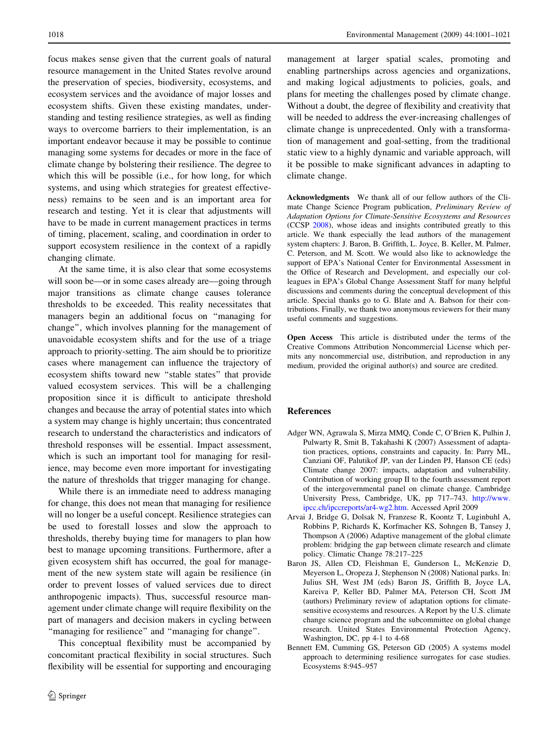focus makes sense given that the current goals of natural resource management in the United States revolve around the preservation of species, biodiversity, ecosystems, and ecosystem services and the avoidance of major losses and ecosystem shifts. Given these existing mandates, understanding and testing resilience strategies, as well as finding ways to overcome barriers to their implementation, is an important endeavor because it may be possible to continue managing some systems for decades or more in the face of climate change by bolstering their resilience. The degree to which this will be possible (i.e., for how long, for which systems, and using which strategies for greatest effectiveness) remains to be seen and is an important area for research and testing. Yet it is clear that adjustments will have to be made in current management practices in terms of timing, placement, scaling, and coordination in order to support ecosystem resilience in the context of a rapidly changing climate.

At the same time, it is also clear that some ecosystems will soon be—or in some cases already are—going through major transitions as climate change causes tolerance thresholds to be exceeded. This reality necessitates that managers begin an additional focus on "managing for change", which involves planning for the management of unavoidable ecosystem shifts and for the use of a triage approach to priority-setting. The aim should be to prioritize cases where management can influence the trajectory of ecosystem shifts toward new "stable states" that provide valued ecosystem services. This will be a challenging proposition since it is difficult to anticipate threshold changes and because the array of potential states into which a system may change is highly uncertain; thus concentrated research to understand the characteristics and indicators of threshold responses will be essential. Impact assessment, which is such an important tool for managing for resilience, may become even more important for investigating the nature of thresholds that trigger managing for change.

While there is an immediate need to address managing for change, this does not mean that managing for resilience will no longer be a useful concept. Resilience strategies can be used to forestall losses and slow the approach to thresholds, thereby buying time for managers to plan how best to manage upcoming transitions. Furthermore, after a given ecosystem shift has occurred, the goal for management of the new system state will again be resilience (in order to prevent losses of valued services due to direct anthropogenic impacts). Thus, successful resource management under climate change will require flexibility on the part of managers and decision makers in cycling between "managing for resilience" and "managing for change".

This conceptual flexibility must be accompanied by concomitant practical flexibility in social structures. Such flexibility will be essential for supporting and encouraging management at larger spatial scales, promoting and enabling partnerships across agencies and organizations, and making logical adjustments to policies, goals, and plans for meeting the challenges posed by climate change. Without a doubt, the degree of flexibility and creativity that will be needed to address the ever-increasing challenges of climate change is unprecedented. Only with a transformation of management and goal-setting, from the traditional static view to a highly dynamic and variable approach, will it be possible to make significant advances in adapting to climate change.

**Acknowledgments** We thank all of our fellow authors of the Climate Change Science Program publication, *Preliminary Review of Adaptation Options for Climate-Sensitive Ecosystems and Resources* (CCSP 2008), whose ideas and insights contributed greatly to this article. We thank especially the lead authors of the management system chapters: J. Baron, B. Griffith, L. Joyce, B. Keller, M. Palmer, C. Peterson, and M. Scott. We would also like to acknowledge the support of EPA's National Center for Environmental Assessment in the Office of Research and Development, and especially our colleagues in EPA's Global Change Assessment Staff for many helpful discussions and comments during the conceptual development of this article. Special thanks go to G. Blate and A. Babson for their contributions. Finally, we thank two anonymous reviewers for their many useful comments and suggestions.

**Open Access** This article is distributed under the terms of the Creative Commons Attribution Noncommercial License which permits any noncommercial use, distribution, and reproduction in any medium, provided the original author(s) and source are credited.

## References

Adger WN, Agrawala S, Mirza MMQ, Conde C, O'Brien K, Pulhin J, Pulwarty R, Smit B, Takahashi K (2007) Assessment of adaptation practices, options, constraints and capacity. In: Parry ML, Canziani OF, Palutikof JP, van der Linden PJ, Hanson CE (eds) Climate change 2007: impacts, adaptation and vulnerability. Contribution of working group II to the fourth assessment report of the intergovernmental panel on climate change. Cambridge University Press, Cambridge, UK, pp 717–743. http://www.ipcc.ch/ipccreports/ar4-wg2.htm. Accessed April 2009

Arvai J, Bridge G, Dolsak N, Franzese R, Koontz T, Luginbuhl A, Robbins P, Richards K, Korfmacher KS, Sohngen B, Tansey J, Thompson A (2006) Adaptive management of the global climate problem: bridging the gap between climate research and climate policy. Climatic Change 78:217–225

Baron JS, Allen CD, Fleishman E, Gunderson L, McKenzie D, Meyerson L, Oropeza J, Stephenson N (2008) National parks. In: Julius SH, West JM (eds) Baron JS, Griffith B, Joyce LA, Kareiva P, Keller BD, Palmer MA, Peterson CH, Scott JM (authors) Preliminary review of adaptation options for climate-sensitive ecosystems and resources. A Report by the U.S. climate change science program and the subcommittee on global change research. United States Environmental Protection Agency, Washington, DC, pp 4-1 to 4-68

Bennett EM, Cumming GS, Peterson GD (2005) A systems model approach to determining resilience surrogates for case studies. Ecosystems 8:945–957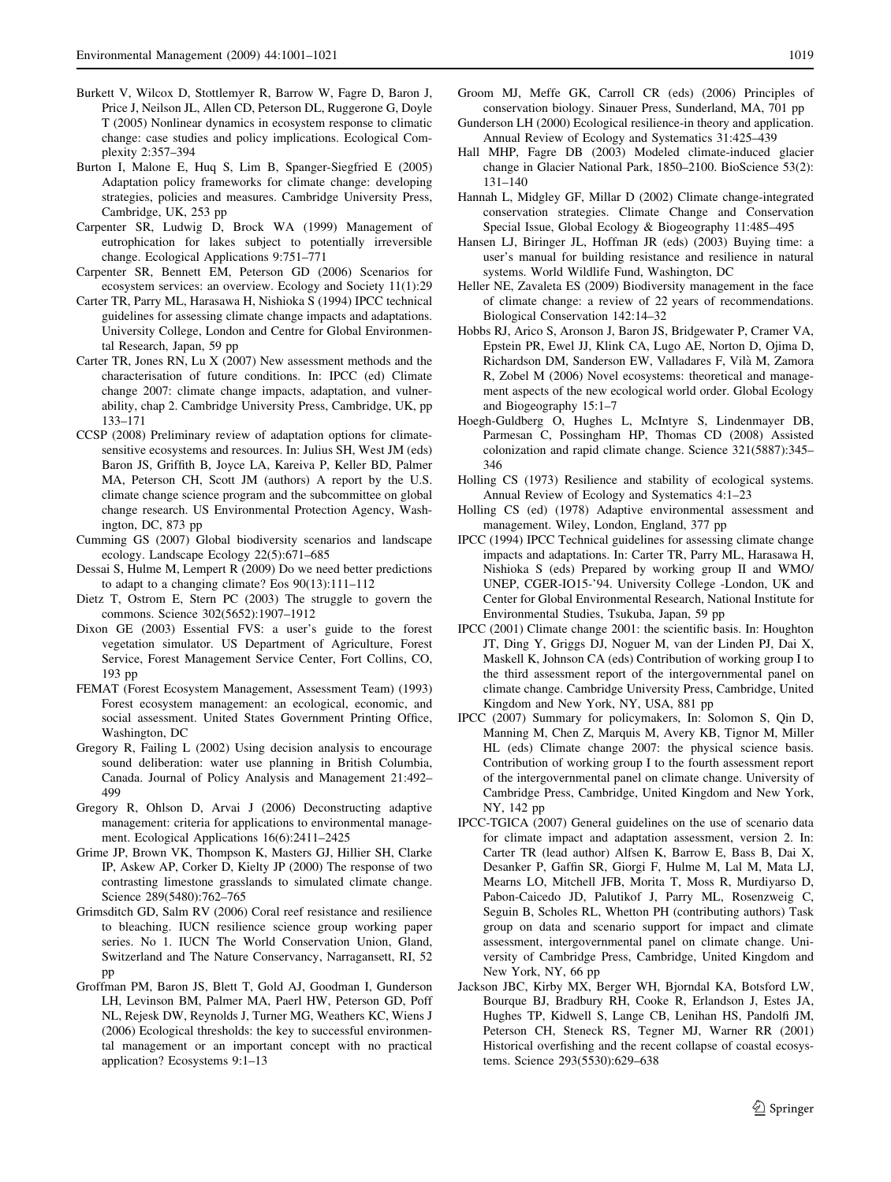Burkett V, Wilcox D, Stottlemyer R, Barrow W, Fagre D, Baron J, Price J, Neilson JL, Allen CD, Peterson DL, Ruggerone G, Doyle T (2005) Nonlinear dynamics in ecosystem response to climatic change: case studies and policy implications. Ecological Complexity 2:357–394

Burton I, Malone E, Huq S, Lim B, Spanger-Siegfried E (2005) Adaptation policy frameworks for climate change: developing strategies, policies and measures. Cambridge University Press, Cambridge, UK, 253 pp

Carpenter SR, Ludwig D, Brock WA (1999) Management of eutrophication for lakes subject to potentially irreversible change. Ecological Applications 9:751–771

Carpenter SR, Bennett EM, Peterson GD (2006) Scenarios for ecosystem services: an overview. Ecology and Society 11(1):29

Carter TR, Parry ML, Harasawa H, Nishioka S (1994) IPCC technical guidelines for assessing climate change impacts and adaptations. University College, London and Centre for Global Environmental Research, Japan, 59 pp

Carter TR, Jones RN, Lu X (2007) New assessment methods and the characterisation of future conditions. In: IPCC (ed) Climate change 2007: climate change impacts, adaptation, and vulnerability, chap 2. Cambridge University Press, Cambridge, UK, pp 133–171

CCSP (2008) Preliminary review of adaptation options for climate-sensitive ecosystems and resources. In: Julius SH, West JM (eds) Baron JS, Griffith B, Joyce LA, Kareiva P, Keller BD, Palmer MA, Peterson CH, Scott JM (authors) A report by the U.S. climate change science program and the subcommittee on global change research. US Environmental Protection Agency, Washington, DC, 873 pp

Cumming GS (2007) Global biodiversity scenarios and landscape ecology. Landscape Ecology 22(5):671–685

Dessai S, Hulme M, Lempert R (2009) Do we need better predictions to adapt to a changing climate? Eos 90(13):111–112

Dietz T, Ostrom E, Stern PC (2003) The struggle to govern the commons. Science 302(5652):1907–1912

Dixon GE (2003) Essential FVS: a user's guide to the forest vegetation simulator. US Department of Agriculture, Forest Service, Forest Management Service Center, Fort Collins, CO, 193 pp

FEMAT (Forest Ecosystem Management, Assessment Team) (1993) Forest ecosystem management: an ecological, economic, and social assessment. United States Government Printing Office, Washington, DC

Gregory R, Failing L (2002) Using decision analysis to encourage sound deliberation: water use planning in British Columbia, Canada. Journal of Policy Analysis and Management 21:492–499

Gregory R, Ohlson D, Arvai J (2006) Deconstructing adaptive management: criteria for applications to environmental management. Ecological Applications 16(6):2411–2425

Grime JP, Brown VK, Thompson K, Masters GJ, Hillier SH, Clarke IP, Askew AP, Corker D, Kielty JP (2000) The response of two contrasting limestone grasslands to simulated climate change. Science 289(5480):762–765

Grimsditch GD, Salm RV (2006) Coral reef resistance and resilience to bleaching. IUCN resilience science group working paper series. No 1. IUCN The World Conservation Union, Gland, Switzerland and The Nature Conservancy, Narragansett, RI, 52 pp

Groffman PM, Baron JS, Blett T, Gold AJ, Goodman I, Gunderson LH, Levinson BM, Palmer MA, Paerl HW, Peterson GD, Poff NL, Rejesk DW, Reynolds J, Turner MG, Weathers KC, Wiens J (2006) Ecological thresholds: the key to successful environmental management or an important concept with no practical application? Ecosystems 9:1–13

Groom MJ, Meffe GK, Carroll CR (eds) (2006) Principles of conservation biology. Sinauer Press, Sunderland, MA, 701 pp

Gunderson LH (2000) Ecological resilience-in theory and application. Annual Review of Ecology and Systematics 31:425–439

Hall MHP, Fagre DB (2003) Modeled climate-induced glacier change in Glacier National Park, 1850–2100. BioScience 53(2): 131–140

Hannah L, Midgley GF, Millar D (2002) Climate change-integrated conservation strategies. Climate Change and Conservation Special Issue, Global Ecology & Biogeography 11:485–495

Hansen LJ, Biringer JL, Hoffman JR (eds) (2003) Buying time: a user's manual for building resistance and resilience in natural systems. World Wildlife Fund, Washington, DC

Heller NE, Zavaleta ES (2009) Biodiversity management in the face of climate change: a review of 22 years of recommendations. Biological Conservation 142:14–32

Hobbs RJ, Arico S, Aronson J, Baron JS, Bridgewater P, Cramer VA, Epstein PR, Ewel JJ, Klink CA, Lugo AE, Norton D, Ojima D, Richardson DM, Sanderson EW, Valladares F, Vilà M, Zamora R, Zobel M (2006) Novel ecosystems: theoretical and management aspects of the new ecological world order. Global Ecology and Biogeography 15:1–7

Hoegh-Guldberg O, Hughes L, McIntyre S, Lindenmayer DB, Parmesan C, Possingham HP, Thomas CD (2008) Assisted colonization and rapid climate change. Science 321(5887):345–346

Holling CS (1973) Resilience and stability of ecological systems. Annual Review of Ecology and Systematics 4:1–23

Holling CS (ed) (1978) Adaptive environmental assessment and management. Wiley, London, England, 377 pp

IPCC (1994) IPCC Technical guidelines for assessing climate change impacts and adaptations. In: Carter TR, Parry ML, Harasawa H, Nishioka S (eds) Prepared by working group II and WMO/UNEP, CGER-IO15-'94. University College -London, UK and Center for Global Environmental Research, National Institute for Environmental Studies, Tsukuba, Japan, 59 pp

IPCC (2001) Climate change 2001: the scientific basis. In: Houghton JT, Ding Y, Griggs DJ, Noguer M, van der Linden PJ, Dai X, Maskell K, Johnson CA (eds) Contribution of working group I to the third assessment report of the intergovernmental panel on climate change. Cambridge University Press, Cambridge, United Kingdom and New York, NY, USA, 881 pp

IPCC (2007) Summary for policymakers, In: Solomon S, Qin D, Manning M, Chen Z, Marquis M, Avery KB, Tignor M, Miller HL (eds) Climate change 2007: the physical science basis. Contribution of working group I to the fourth assessment report of the intergovernmental panel on climate change. University of Cambridge Press, Cambridge, United Kingdom and New York, NY, 142 pp

IPCC-TGICA (2007) General guidelines on the use of scenario data for climate impact and adaptation assessment, version 2. In: Carter TR (lead author) Alfsen K, Barrow E, Bass B, Dai X, Desanker P, Gaffin SR, Giorgi F, Hulme M, Lal M, Mata LJ, Mearns LO, Mitchell JFB, Morita T, Moss R, Murdiyarso D, Pabon-Caicedo JD, Palutikof J, Parry ML, Rosenzweig C, Seguin B, Scholes RL, Whetton PH (contributing authors) Task group on data and scenario support for impact and climate assessment, intergovernmental panel on climate change. University of Cambridge Press, Cambridge, United Kingdom and New York, NY, 66 pp

Jackson JBC, Kirby MX, Berger WH, Bjorndal KA, Botsford LW, Bourque BJ, Bradbury RH, Cooke R, Erlandson J, Estes JA, Hughes TP, Kidwell S, Lange CB, Lenihan HS, Pandolfi JM, Peterson CH, Steneck RS, Tegner MJ, Warner RR (2001) Historical overfishing and the recent collapse of coastal ecosystems. Science 293(5530):629–638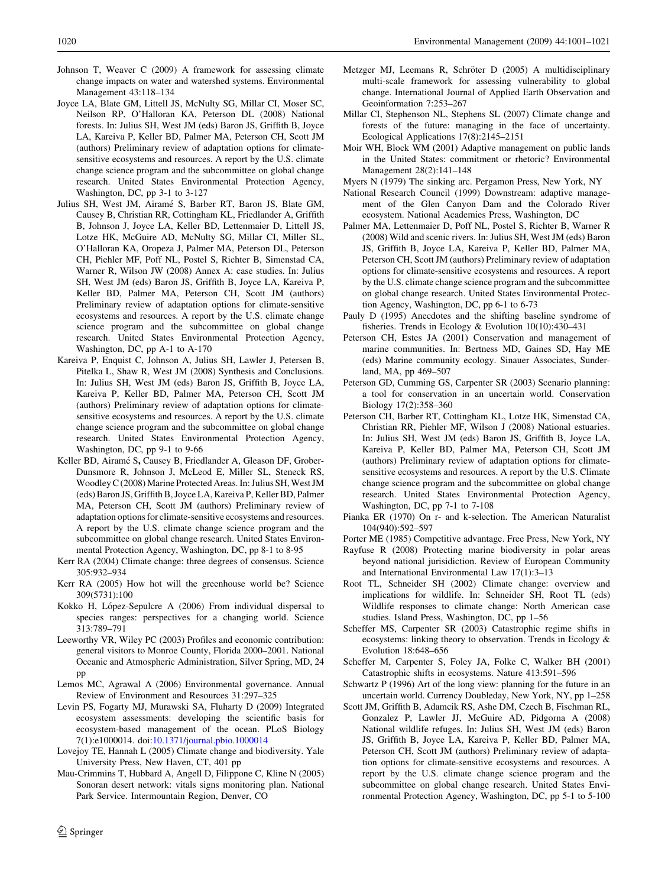Johnson T, Weaver C (2009) A framework for assessing climate change impacts on water and watershed systems. Environmental Management 43:118–134

Joyce LA, Blate GM, Littell JS, McNulty SG, Millar CI, Moser SC, Neilson RP, O'Halloran KA, Peterson DL (2008) National forests. In: Julius SH, West JM (eds) Baron JS, Griffith B, Joyce LA, Kareiva P, Keller BD, Palmer MA, Peterson CH, Scott JM (authors) Preliminary review of adaptation options for climate-sensitive ecosystems and resources. A report by the U.S. climate change science program and the subcommittee on global change research. United States Environmental Protection Agency, Washington, DC, pp 3-1 to 3-127

Julius SH, West JM, Airamé S, Barber RT, Baron JS, Blate GM, Causey B, Christian RR, Cottingham KL, Friedlander A, Griffith B, Johnson J, Joyce LA, Keller BD, Lettenmaier D, Littell JS, Lotze HK, McGuire AD, McNulty SG, Millar CI, Miller SL, O'Halloran KA, Oropeza J, Palmer MA, Peterson DL, Peterson CH, Piehler MF, Poff NL, Postel S, Richter B, Simenstad CA, Warner R, Wilson JW (2008) Annex A: case studies. In: Julius SH, West JM (eds) Baron JS, Griffith B, Joyce LA, Kareiva P, Keller BD, Palmer MA, Peterson CH, Scott JM (authors) Preliminary review of adaptation options for climate-sensitive ecosystems and resources. A report by the U.S. climate change science program and the subcommittee on global change research. United States Environmental Protection Agency, Washington, DC, pp A-1 to A-170

Kareiva P, Enquist C, Johnson A, Julius SH, Lawler J, Petersen B, Pitelka L, Shaw R, West JM (2008) Synthesis and Conclusions. In: Julius SH, West JM (eds) Baron JS, Griffith B, Joyce LA, Kareiva P, Keller BD, Palmer MA, Peterson CH, Scott JM (authors) Preliminary review of adaptation options for climate-sensitive ecosystems and resources. A report by the U.S. climate change science program and the subcommittee on global change research. United States Environmental Protection Agency, Washington, DC, pp 9-1 to 9-66

Keller BD, Airamé S, Causey B, Friedlander A, Gleason DF, Grober-Dunsmore R, Johnson J, McLeod E, Miller SL, Steneck RS, Woodley C (2008) Marine Protected Areas. In: Julius SH, West JM (eds) Baron JS, Griffith B, Joyce LA, Kareiva P, Keller BD, Palmer MA, Peterson CH, Scott JM (authors) Preliminary review of adaptation options for climate-sensitive ecosystems and resources. A report by the U.S. climate change science program and the subcommittee on global change research. United States Environmental Protection Agency, Washington, DC, pp 8-1 to 8-95

Kerr RA (2004) Climate change: three degrees of consensus. Science 305:932–934

Kerr RA (2005) How hot will the greenhouse world be? Science 309(5731):100

Kokko H, López-Sepulcre A (2006) From individual dispersal to species ranges: perspectives for a changing world. Science 313:789–791

Leeworthy VR, Wiley PC (2003) Profiles and economic contribution: general visitors to Monroe County, Florida 2000–2001. National Oceanic and Atmospheric Administration, Silver Spring, MD, 24 pp

Lemos MC, Agrawal A (2006) Environmental governance. Annual Review of Environment and Resources 31:297–325

Levin PS, Fogarty MJ, Murawski SA, Fluharty D (2009) Integrated ecosystem assessments: developing the scientific basis for ecosystem-based management of the ocean. PLoS Biology 7(1):e1000014. doi:10.1371/journal.pbio.1000014

Lovejoy TE, Hannah L (2005) Climate change and biodiversity. Yale University Press, New Haven, CT, 401 pp

Mau-Crimmins T, Hubbard A, Angell D, Filippone C, Kline N (2005) Sonoran desert network: vitals signs monitoring plan. National Park Service. Intermountain Region, Denver, CO

Metzger MJ, Leemans R, Schröter D (2005) A multidisciplinary multi-scale framework for assessing vulnerability to global change. International Journal of Applied Earth Observation and Geoinformation 7:253–267

Millar CI, Stephenson NL, Stephens SL (2007) Climate change and forests of the future: managing in the face of uncertainty. Ecological Applications 17(8):2145–2151

Moir WH, Block WM (2001) Adaptive management on public lands in the United States: commitment or rhetoric? Environmental Management 28(2):141–148

Myers N (1979) The sinking arc. Pergamon Press, New York, NY

National Research Council (1999) Downstream: adaptive management of the Glen Canyon Dam and the Colorado River ecosystem. National Academies Press, Washington, DC

Palmer MA, Lettenmaier D, Poff NL, Postel S, Richter B, Warner R (2008) Wild and scenic rivers. In: Julius SH, West JM (eds) Baron JS, Griffith B, Joyce LA, Kareiva P, Keller BD, Palmer MA, Peterson CH, Scott JM (authors) Preliminary review of adaptation options for climate-sensitive ecosystems and resources. A report by the U.S. climate change science program and the subcommittee on global change research. United States Environmental Protection Agency, Washington, DC, pp 6-1 to 6-73

Pauly D (1995) Anecdotes and the shifting baseline syndrome of fisheries. Trends in Ecology & Evolution 10(10):430–431

Peterson CH, Estes JA (2001) Conservation and management of marine communities. In: Bertness MD, Gaines SD, Hay ME (eds) Marine community ecology. Sinauer Associates, Sunderland, MA, pp 469–507

Peterson GD, Cumming GS, Carpenter SR (2003) Scenario planning: a tool for conservation in an uncertain world. Conservation Biology 17(2):358–360

Peterson CH, Barber RT, Cottingham KL, Lotze HK, Simenstad CA, Christian RR, Piehler MF, Wilson J (2008) National estuaries. In: Julius SH, West JM (eds) Baron JS, Griffith B, Joyce LA, Kareiva P, Keller BD, Palmer MA, Peterson CH, Scott JM (authors) Preliminary review of adaptation options for climate-sensitive ecosystems and resources. A report by the U.S. Climate change science program and the subcommittee on global change research. United States Environmental Protection Agency, Washington, DC, pp 7-1 to 7-108

Pianka ER (1970) On r- and k-selection. The American Naturalist 104(940):592–597

Porter ME (1985) Competitive advantage. Free Press, New York, NY

Rayfuse R (2008) Protecting marine biodiversity in polar areas beyond national jurisidiction. Review of European Community and International Environmental Law 17(1):3–13

Root TL, Schneider SH (2002) Climate change: overview and implications for wildlife. In: Schneider SH, Root TL (eds) Wildlife responses to climate change: North American case studies. Island Press, Washington, DC, pp 1–56

Scheffer MS, Carpenter SR (2003) Catastrophic regime shifts in ecosystems: linking theory to observation. Trends in Ecology & Evolution 18:648–656

Scheffer M, Carpenter S, Foley JA, Folke C, Walker BH (2001) Catastrophic shifts in ecosystems. Nature 413:591–596

Schwartz P (1996) Art of the long view: planning for the future in an uncertain world. Currency Doubleday, New York, NY, pp 1–258

Scott JM, Griffith B, Adamcik RS, Ashe DM, Czech B, Fischman RL, Gonzalez P, Lawler JJ, McGuire AD, Pidgorna A (2008) National wildlife refuges. In: Julius SH, West JM (eds) Baron JS, Griffith B, Joyce LA, Kareiva P, Keller BD, Palmer MA, Peterson CH, Scott JM (authors) Preliminary review of adaptation options for climate-sensitive ecosystems and resources. A report by the U.S. climate change science program and the subcommittee on global change research. United States Environmental Protection Agency, Washington, DC, pp 5-1 to 5-100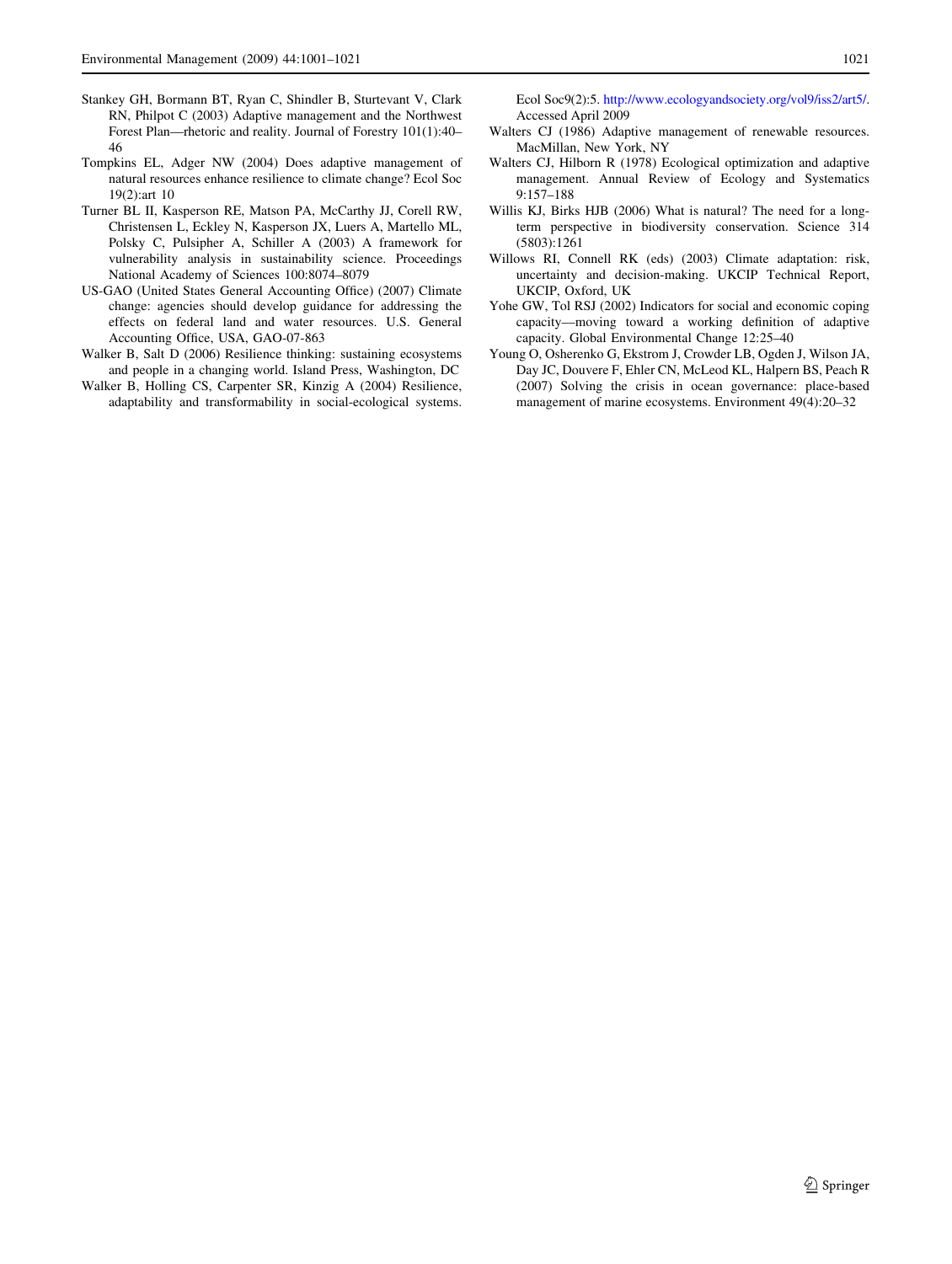Stankey GH, Bormann BT, Ryan C, Shindler B, Sturtevant V, Clark RN, Philpot C (2003) Adaptive management and the Northwest Forest Plan—rhetoric and reality. Journal of Forestry 101(1):40–46

Tompkins EL, Adger NW (2004) Does adaptive management of natural resources enhance resilience to climate change? Ecol Soc 19(2):art 10

Turner BL II, Kasperson RE, Matson PA, McCarthy JJ, Corell RW, Christensen L, Eckley N, Kasperson JX, Luers A, Martello ML, Polsky C, Pulsipher A, Schiller A (2003) A framework for vulnerability analysis in sustainability science. Proceedings National Academy of Sciences 100:8074–8079

US-GAO (United States General Accounting Office) (2007) Climate change: agencies should develop guidance for addressing the effects on federal land and water resources. U.S. General Accounting Office, USA, GAO-07-863

Walker B, Salt D (2006) Resilience thinking: sustaining ecosystems and people in a changing world. Island Press, Washington, DC

Walker B, Holling CS, Carpenter SR, Kinzig A (2004) Resilience, adaptability and transformability in social-ecological systems. Ecol Soc9(2):5. http://www.ecologyandsociety.org/vol9/iss2/art5/. Accessed April 2009

Walters CJ (1986) Adaptive management of renewable resources. MacMillan, New York, NY

Walters CJ, Hilborn R (1978) Ecological optimization and adaptive management. Annual Review of Ecology and Systematics 9:157–188

Willis KJ, Birks HJB (2006) What is natural? The need for a long-term perspective in biodiversity conservation. Science 314 (5803):1261

Willows RI, Connell RK (eds) (2003) Climate adaptation: risk, uncertainty and decision-making. UKCIP Technical Report, UKCIP, Oxford, UK

Yohe GW, Tol RSJ (2002) Indicators for social and economic coping capacity—moving toward a working definition of adaptive capacity. Global Environmental Change 12:25–40

Young O, Osherenko G, Ekstrom J, Crowder LB, Ogden J, Wilson JA, Day JC, Douvere F, Ehler CN, McLeod KL, Halpern BS, Peach R (2007) Solving the crisis in ocean governance: place-based management of marine ecosystems. Environment 49(4):20–32